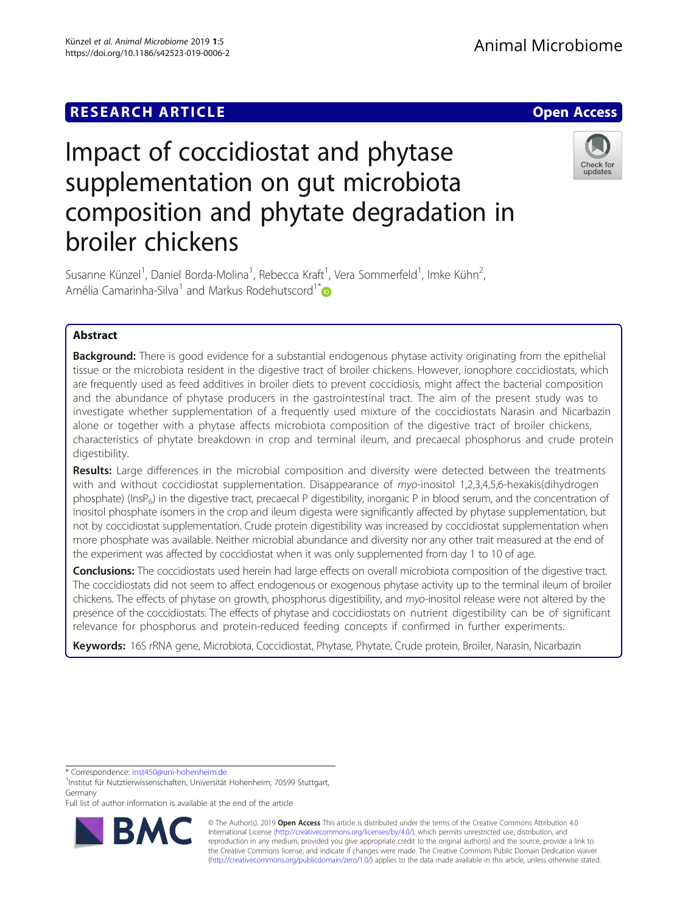RESEARCH ARTICLE

Open Access

# Impact of coccidiostat and phytase supplementation on gut microbiota composition and phytate degradation in broiler chickens

Susanne Künzel[1], Daniel Borda-Molina[1], Rebecca Kraft[1], Vera Sommerfeld[1], Imke Kühn[2], Amélia Camarinha-Silva[1] and Markus Rodehutscord[1*]

## Abstract

**Background:** There is good evidence for a substantial endogenous phytase activity originating from the epithelial tissue or the microbiota resident in the digestive tract of broiler chickens. However, ionophore coccidiostats, which are frequently used as feed additives in broiler diets to prevent coccidiosis, might affect the bacterial composition and the abundance of phytase producers in the gastrointestinal tract. The aim of the present study was to investigate whether supplementation of a frequently used mixture of the coccidiostats Narasin and Nicarbazin alone or together with a phytase affects microbiota composition of the digestive tract of broiler chickens, characteristics of phytate breakdown in crop and terminal ileum, and precaecal phosphorus and crude protein digestibility.

**Results:** Large differences in the microbial composition and diversity were detected between the treatments with and without coccidiostat supplementation. Disappearance of *myo*-inositol 1,2,3,4,5,6-hexakis(dihydrogen phosphate) ($InsP_6$) in the digestive tract, precaecal P digestibility, inorganic P in blood serum, and the concentration of inositol phosphate isomers in the crop and ileum digesta were significantly affected by phytase supplementation, but not by coccidiostat supplementation. Crude protein digestibility was increased by coccidiostat supplementation when more phosphate was available. Neither microbial abundance and diversity nor any other trait measured at the end of the experiment was affected by coccidiostat when it was only supplemented from day 1 to 10 of age.

**Conclusions:** The coccidiostats used herein had large effects on overall microbiota composition of the digestive tract. The coccidiostats did not seem to affect endogenous or exogenous phytase activity up to the terminal ileum of broiler chickens. The effects of phytase on growth, phosphorus digestibility, and *myo*-inositol release were not altered by the presence of the coccidiostats. The effects of phytase and coccidiostats on nutrient digestibility can be of significant relevance for phosphorus and protein-reduced feeding concepts if confirmed in further experiments.

**Keywords:** 16S rRNA gene, Microbiota, Coccidiostat, Phytase, Phytate, Crude protein, Broiler, Narasin, Nicarbazin

\* Correspondence: inst450@uni-hohenheim.de
[1]Institut für Nutztierwissenschaften, Universität Hohenheim, 70599 Stuttgart, Germany
Full list of author information is available at the end of the article

© The Author(s). 2019 **Open Access** This article is distributed under the terms of the Creative Commons Attribution 4.0 International License (http://creativecommons.org/licenses/by/4.0/), which permits unrestricted use, distribution, and reproduction in any medium, provided you give appropriate credit to the original author(s) and the source, provide a link to the Creative Commons license, and indicate if changes were made. The Creative Commons Public Domain Dedication waiver (http://creativecommons.org/publicdomain/zero/1.0/) applies to the data made available in this article, unless otherwise stated.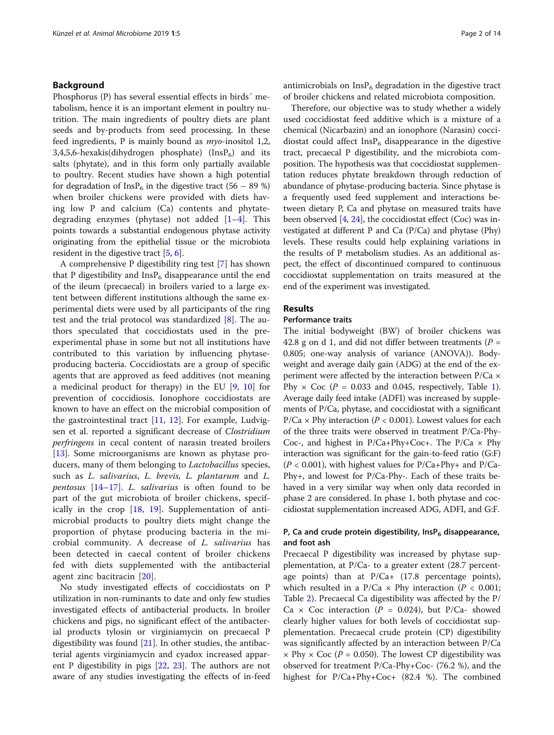## Background

Phosphorus (P) has several essential effects in birds´ metabolism, hence it is an important element in poultry nutrition. The main ingredients of poultry diets are plant seeds and by-products from seed processing. In these feed ingredients, P is mainly bound as *myo*-inositol 1,2,3,4,5,6-hexakis(dihydrogen phosphate) ($InsP_6$) and its salts (phytate), and in this form only partially available to poultry. Recent studies have shown a high potential for degradation of $InsP_6$ in the digestive tract (56 – 89 %) when broiler chickens were provided with diets having low P and calcium (Ca) contents and phytate-degrading enzymes (phytase) not added [1–4]. This points towards a substantial endogenous phytase activity originating from the epithelial tissue or the microbiota resident in the digestive tract [5, 6].

A comprehensive P digestibility ring test [7] has shown that P digestibility and $InsP_6$ disappearance until the end of the ileum (precaecal) in broilers varied to a large extent between different institutions although the same experimental diets were used by all participants of the ring test and the trial protocol was standardized [8]. The authors speculated that coccidiostats used in the pre-experimental phase in some but not all institutions have contributed to this variation by influencing phytase-producing bacteria. Coccidiostats are a group of specific agents that are approved as feed additives (not meaning a medicinal product for therapy) in the EU [9, 10] for prevention of coccidiosis. Ionophore coccidiostats are known to have an effect on the microbial composition of the gastrointestinal tract [11, 12]. For example, Ludvigsen et al. reported a significant decrease of *Clostridium perfringens* in cecal content of narasin treated broilers [13]. Some microorganisms are known as phytase producers, many of them belonging to *Lactobacillus* species, such as *L. salivarius*, *L. brevis*, *L. plantarum* and *L. pentosus* [14–17]. *L. salivarius* is often found to be part of the gut microbiota of broiler chickens, specifically in the crop [18, 19]. Supplementation of antimicrobial products to poultry diets might change the proportion of phytase producing bacteria in the microbial community. A decrease of *L. salivarius* has been detected in caecal content of broiler chickens fed with diets supplemented with the antibacterial agent zinc bacitracin [20].

No study investigated effects of coccidiostats on P utilization in non-ruminants to date and only few studies investigated effects of antibacterial products. In broiler chickens and pigs, no significant effect of the antibacterial products tylosin or virginiamycin on precaecal P digestibility was found [21]. In other studies, the antibacterial agents virginiamycin and cyadox increased apparent P digestibility in pigs [22, 23]. The authors are not aware of any studies investigating the effects of in-feed antimicrobials on $InsP_6$ degradation in the digestive tract of broiler chickens and related microbiota composition.

Therefore, our objective was to study whether a widely used coccidiostat feed additive which is a mixture of a chemical (Nicarbazin) and an ionophore (Narasin) coccidiostat could affect $InsP_6$ disappearance in the digestive tract, precaecal P digestibility, and the microbiota composition. The hypothesis was that coccidiostat supplementation reduces phytate breakdown through reduction of abundance of phytase-producing bacteria. Since phytase is a frequently used feed supplement and interactions between dietary P, Ca and phytase on measured traits have been observed [4, 24], the coccidiostat effect (Coc) was investigated at different P and Ca (P/Ca) and phytase (Phy) levels. These results could help explaining variations in the results of P metabolism studies. As an additional aspect, the effect of discontinued compared to continuous coccidiostat supplementation on traits measured at the end of the experiment was investigated.

## Results

### Performance traits

The initial bodyweight (BW) of broiler chickens was 42.8 g on d 1, and did not differ between treatments ($P$ = 0.805; one-way analysis of variance (ANOVA)). Bodyweight and average daily gain (ADG) at the end of the experiment were affected by the interaction between P/Ca × Phy × Coc ($P$ = 0.033 and 0.045, respectively, Table 1). Average daily feed intake (ADFI) was increased by supplements of P/Ca, phytase, and coccidiostat with a significant P/Ca × Phy interaction ($P$ < 0.001). Lowest values for each of the three traits were observed in treatment P/Ca-Phy-Coc-, and highest in P/Ca+Phy+Coc+. The P/Ca × Phy interaction was significant for the gain-to-feed ratio (G:F) ($P$ < 0.001), with highest values for P/Ca+Phy+ and P/Ca-Phy+, and lowest for P/Ca-Phy-. Each of these traits behaved in a very similar way when only data recorded in phase 2 are considered. In phase 1, both phytase and coccidiostat supplementation increased ADG, ADFI, and G:F.

### P, Ca and crude protein digestibility, $InsP_6$ disappearance, and foot ash

Precaecal P digestibility was increased by phytase supplementation, at P/Ca- to a greater extent (28.7 percentage points) than at P/Ca+ (17.8 percentage points), which resulted in a P/Ca × Phy interaction ($P$ < 0.001; Table 2). Precaecal Ca digestibility was affected by the P/Ca × Coc interaction ($P$ = 0.024), but P/Ca- showed clearly higher values for both levels of coccidiostat supplementation. Precaecal crude protein (CP) digestibility was significantly affected by an interaction between P/Ca × Phy × Coc ($P$ = 0.050). The lowest CP digestibility was observed for treatment P/Ca-Phy+Coc- (76.2 %), and the highest for P/Ca+Phy+Coc+ (82.4 %). The combined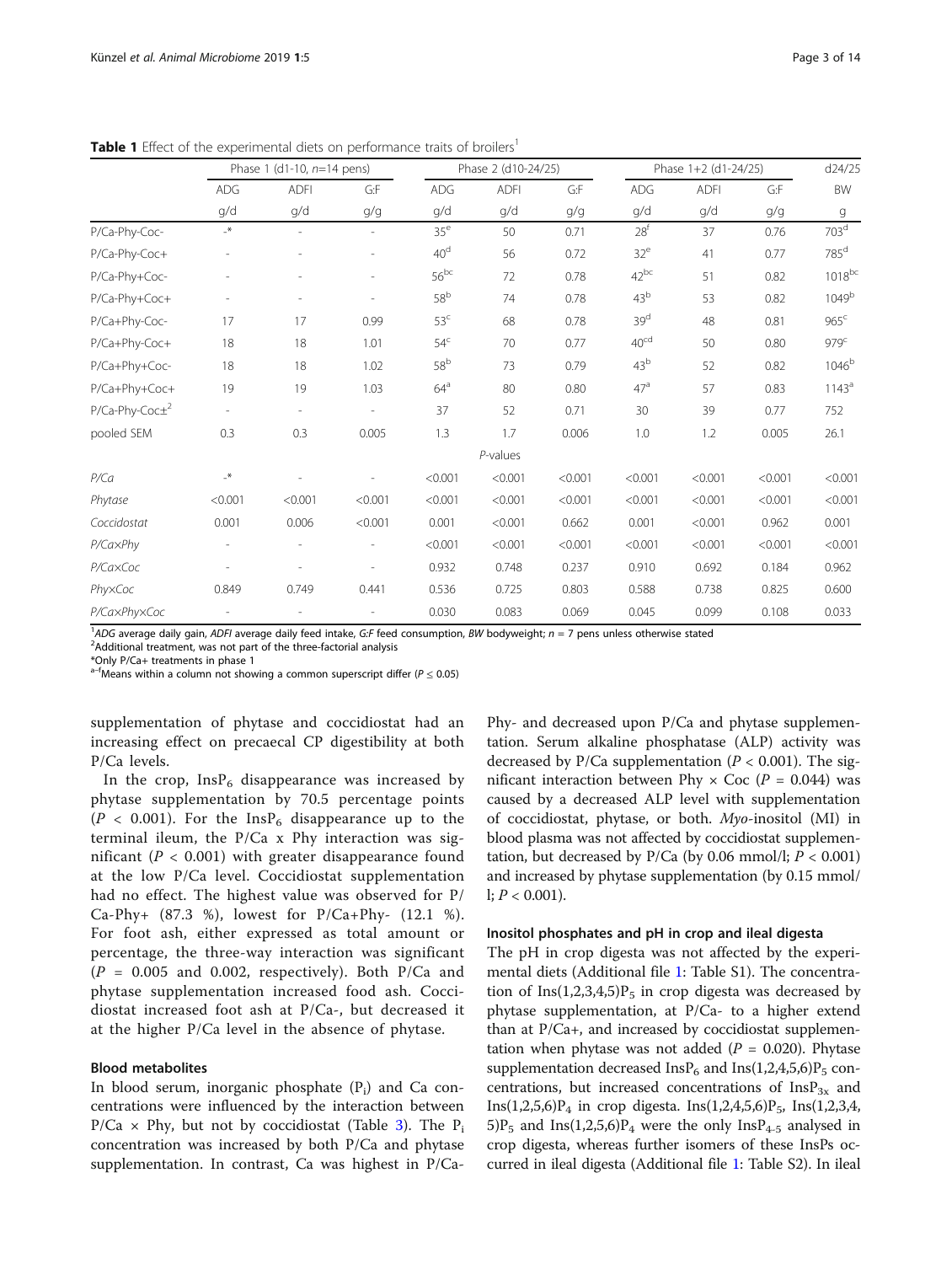**Table 1** Effect of the experimental diets on performance traits of broilers[1]

| | Phase 1 (d1-10, *n*=14 pens) | | | Phase 2 (d10-24/25) | | | Phase 1+2 (d1-24/25) | | | d24/25 |
|---|---|---|---|---|---|---|---|---|---|---|
| | ADG | ADFI | G:F | ADG | ADFI | G:F | ADG | ADFI | G:F | BW |
| | g/d | g/d | g/g | g/d | g/d | g/g | g/d | g/d | g/g | g |
| P/Ca-Phy-Coc- | -* | - | - | 35[e] | 50 | 0.71 | 28[f] | 37 | 0.76 | 703[d] |
| P/Ca-Phy-Coc+ | - | - | - | 40[d] | 56 | 0.72 | 32[e] | 41 | 0.77 | 785[d] |
| P/Ca-Phy+Coc- | - | - | - | 56[bc] | 72 | 0.78 | 42[bc] | 51 | 0.82 | 1018[bc] |
| P/Ca-Phy+Coc+ | - | - | - | 58[b] | 74 | 0.78 | 43[b] | 53 | 0.82 | 1049[b] |
| P/Ca+Phy-Coc- | 17 | 17 | 0.99 | 53[c] | 68 | 0.78 | 39[d] | 48 | 0.81 | 965[c] |
| P/Ca+Phy-Coc+ | 18 | 18 | 1.01 | 54[c] | 70 | 0.77 | 40[cd] | 50 | 0.80 | 979[c] |
| P/Ca+Phy+Coc- | 18 | 18 | 1.02 | 58[b] | 73 | 0.79 | 43[b] | 52 | 0.82 | 1046[b] |
| P/Ca+Phy+Coc+ | 19 | 19 | 1.03 | 64[a] | 80 | 0.80 | 47[a] | 57 | 0.83 | 1143[a] |
| P/Ca-Phy-Coc±[2] | - | - | - | 37 | 52 | 0.71 | 30 | 39 | 0.77 | 752 |
| pooled SEM | 0.3 | 0.3 | 0.005 | 1.3 | 1.7 | 0.006 | 1.0 | 1.2 | 0.005 | 26.1 |
| | | | | *P*-values | | | | | | |
| *P/Ca* | -* | - | - | <0.001 | <0.001 | <0.001 | <0.001 | <0.001 | <0.001 | <0.001 |
| *Phytase* | <0.001 | <0.001 | <0.001 | <0.001 | <0.001 | <0.001 | <0.001 | <0.001 | <0.001 | <0.001 |
| *Coccidostat* | 0.001 | 0.006 | <0.001 | 0.001 | <0.001 | 0.662 | 0.001 | <0.001 | 0.962 | 0.001 |
| *P/Ca×Phy* | - | - | - | <0.001 | <0.001 | <0.001 | <0.001 | <0.001 | <0.001 | <0.001 |
| *P/Ca×Coc* | - | - | - | 0.932 | 0.748 | 0.237 | 0.910 | 0.692 | 0.184 | 0.962 |
| *Phy×Coc* | 0.849 | 0.749 | 0.441 | 0.536 | 0.725 | 0.803 | 0.588 | 0.738 | 0.825 | 0.600 |
| *P/Ca×Phy×Coc* | - | - | - | 0.030 | 0.083 | 0.069 | 0.045 | 0.099 | 0.108 | 0.033 |

[1]*ADG* average daily gain, *ADFI* average daily feed intake, *G:F* feed consumption, *BW* bodyweight; *n* = 7 pens unless otherwise stated
[2]Additional treatment, was not part of the three-factorial analysis
*Only P/Ca+ treatments in phase 1
[a–f]Means within a column not showing a common superscript differ ($P \leq 0.05$)

supplementation of phytase and coccidiostat had an increasing effect on precaecal CP digestibility at both P/Ca levels.

In the crop, $InsP_6$ disappearance was increased by phytase supplementation by 70.5 percentage points ($P < 0.001$). For the $InsP_6$ disappearance up to the terminal ileum, the P/Ca x Phy interaction was significant ($P < 0.001$) with greater disappearance found at the low P/Ca level. Coccidiostat supplementation had no effect. The highest value was observed for P/Ca-Phy+ (87.3 %), lowest for P/Ca+Phy- (12.1 %). For foot ash, either expressed as total amount or percentage, the three-way interaction was significant ($P$ = 0.005 and 0.002, respectively). Both P/Ca and phytase supplementation increased food ash. Coccidiostat increased foot ash at P/Ca-, but decreased it at the higher P/Ca level in the absence of phytase.

### Blood metabolites

In blood serum, inorganic phosphate ($P_i$) and Ca concentrations were influenced by the interaction between P/Ca × Phy, but not by coccidiostat (Table 3). The $P_i$ concentration was increased by both P/Ca and phytase supplementation. In contrast, Ca was highest in P/Ca-Phy- and decreased upon P/Ca and phytase supplementation. Serum alkaline phosphatase (ALP) activity was decreased by P/Ca supplementation ($P < 0.001$). The significant interaction between Phy × Coc ($P$ = 0.044) was caused by a decreased ALP level with supplementation of coccidiostat, phytase, or both. *Myo*-inositol (MI) in blood plasma was not affected by coccidiostat supplementation, but decreased by P/Ca (by 0.06 mmol/l; $P < 0.001$) and increased by phytase supplementation (by 0.15 mmol/l; $P < 0.001$).

### Inositol phosphates and pH in crop and ileal digesta

The pH in crop digesta was not affected by the experimental diets (Additional file 1: Table S1). The concentration of $Ins(1,2,3,4,5)P_5$ in crop digesta was decreased by phytase supplementation, at P/Ca- to a higher extend than at P/Ca+, and increased by coccidiostat supplementation when phytase was not added ($P$ = 0.020). Phytase supplementation decreased $InsP_6$ and $Ins(1,2,4,5,6)P_5$ concentrations, but increased concentrations of $InsP_{3x}$ and $Ins(1,2,5,6)P_4$ in crop digesta. $Ins(1,2,4,5,6)P_5$, $Ins(1,2,3,4,5)P_5$ and $Ins(1,2,5,6)P_4$ were the only $InsP_{4-5}$ analysed in crop digesta, whereas further isomers of these InsPs occurred in ileal digesta (Additional file 1: Table S2). In ileal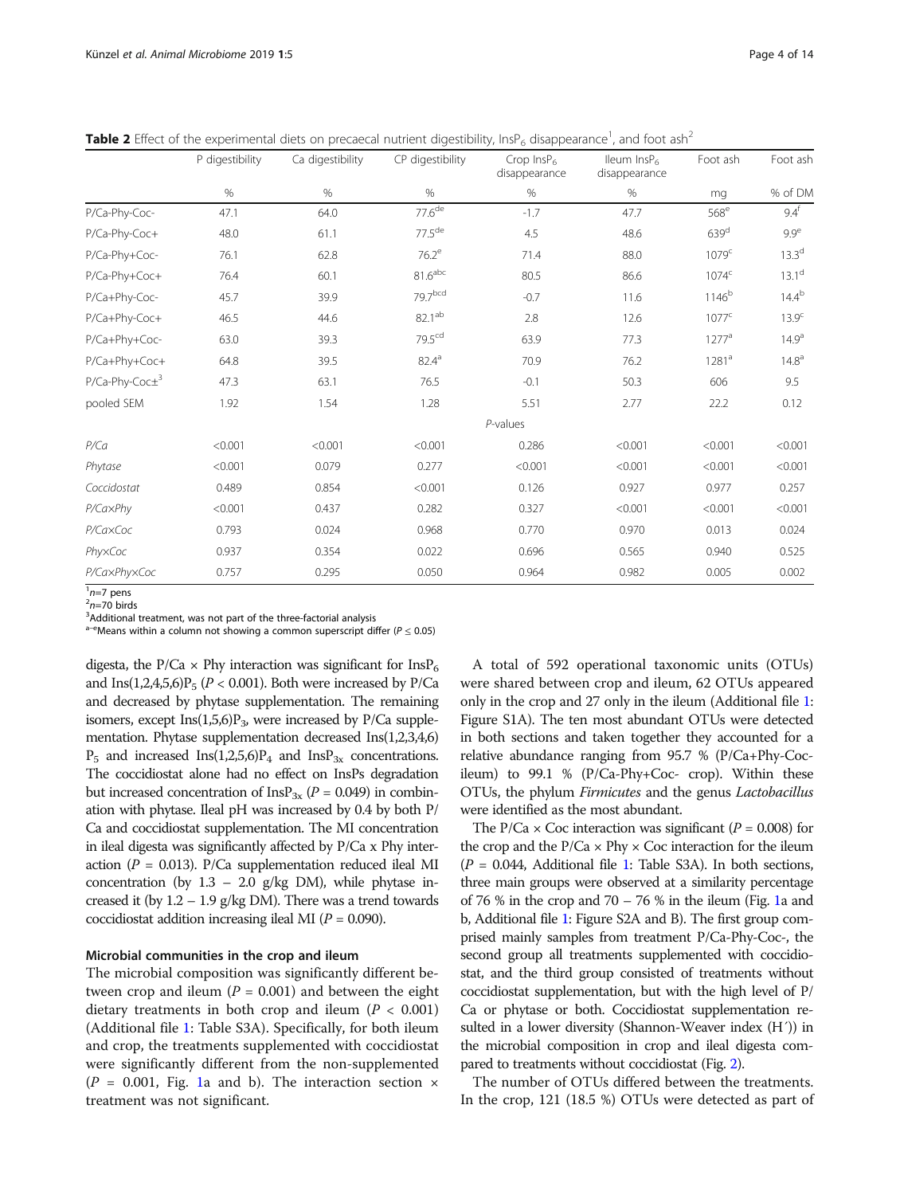**Table 2** Effect of the experimental diets on precaecal nutrient digestibility, $InsP_6$ disappearance[1], and foot ash[2]

| | P digestibility | Ca digestibility | CP digestibility | Crop $InsP_6$ disappearance | Ileum $InsP_6$ disappearance | Foot ash | Foot ash |
|---|---|---|---|---|---|---|---|
| | % | % | % | % | % | mg | % of DM |
| P/Ca-Phy-Coc- | 47.1 | 64.0 | 77.6[de] | -1.7 | 47.7 | 568[e] | 9.4[f] |
| P/Ca-Phy-Coc+ | 48.0 | 61.1 | 77.5[de] | 4.5 | 48.6 | 639[d] | 9.9[e] |
| P/Ca-Phy+Coc- | 76.1 | 62.8 | 76.2[e] | 71.4 | 88.0 | 1079[c] | 13.3[d] |
| P/Ca-Phy+Coc+ | 76.4 | 60.1 | 81.6[abc] | 80.5 | 86.6 | 1074[c] | 13.1[d] |
| P/Ca+Phy-Coc- | 45.7 | 39.9 | 79.7[bcd] | -0.7 | 11.6 | 1146[b] | 14.4[b] |
| P/Ca+Phy-Coc+ | 46.5 | 44.6 | 82.1[ab] | 2.8 | 12.6 | 1077[c] | 13.9[c] |
| P/Ca+Phy+Coc- | 63.0 | 39.3 | 79.5[cd] | 63.9 | 77.3 | 1277[a] | 14.9[a] |
| P/Ca+Phy+Coc+ | 64.8 | 39.5 | 82.4[a] | 70.9 | 76.2 | 1281[a] | 14.8[a] |
| P/Ca-Phy-Coc±[3] | 47.3 | 63.1 | 76.5 | -0.1 | 50.3 | 606 | 9.5 |
| pooled SEM | 1.92 | 1.54 | 1.28 | 5.51 | 2.77 | 22.2 | 0.12 |
| | | | | *P*-values | | | |
| *P/Ca* | <0.001 | <0.001 | <0.001 | 0.286 | <0.001 | <0.001 | <0.001 |
| *Phytase* | <0.001 | 0.079 | 0.277 | <0.001 | <0.001 | <0.001 | <0.001 |
| *Coccidostat* | 0.489 | 0.854 | <0.001 | 0.126 | 0.927 | 0.977 | 0.257 |
| *P/Ca×Phy* | <0.001 | 0.437 | 0.282 | 0.327 | <0.001 | <0.001 | <0.001 |
| *P/Ca×Coc* | 0.793 | 0.024 | 0.968 | 0.770 | 0.970 | 0.013 | 0.024 |
| *Phy×Coc* | 0.937 | 0.354 | 0.022 | 0.696 | 0.565 | 0.940 | 0.525 |
| *P/Ca×Phy×Coc* | 0.757 | 0.295 | 0.050 | 0.964 | 0.982 | 0.005 | 0.002 |

[1]n=7 pens
[2]n=70 birds
[3]Additional treatment, was not part of the three-factorial analysis
[a–e]Means within a column not showing a common superscript differ ($P \leq 0.05$)

digesta, the P/Ca × Phy interaction was significant for $InsP_6$ and $Ins(1,2,4,5,6)P_5$ ($P < 0.001$). Both were increased by P/Ca and decreased by phytase supplementation. The remaining isomers, except $Ins(1,5,6)P_3$, were increased by P/Ca supplementation. Phytase supplementation decreased $Ins(1,2,3,4,6)P_5$ and increased $Ins(1,2,5,6)P_4$ and $InsP_{3x}$ concentrations. The coccidiostat alone had no effect on InsPs degradation but increased concentration of $InsP_{3x}$ ($P = 0.049$) in combination with phytase. Ileal pH was increased by 0.4 by both P/Ca and coccidiostat supplementation. The MI concentration in ileal digesta was significantly affected by P/Ca x Phy interaction ($P = 0.013$). P/Ca supplementation reduced ileal MI concentration (by 1.3 – 2.0 g/kg DM), while phytase increased it (by 1.2 – 1.9 g/kg DM). There was a trend towards coccidiostat addition increasing ileal MI ($P = 0.090$).

### Microbial communities in the crop and ileum

The microbial composition was significantly different between crop and ileum ($P = 0.001$) and between the eight dietary treatments in both crop and ileum ($P < 0.001$) (Additional file 1: Table S3A). Specifically, for both ileum and crop, the treatments supplemented with coccidiostat were significantly different from the non-supplemented ($P = 0.001$, Fig. 1a and b). The interaction section × treatment was not significant.

A total of 592 operational taxonomic units (OTUs) were shared between crop and ileum, 62 OTUs appeared only in the crop and 27 only in the ileum (Additional file 1: Figure S1A). The ten most abundant OTUs were detected in both sections and taken together they accounted for a relative abundance ranging from 95.7 % (P/Ca+Phy-Coc-ileum) to 99.1 % (P/Ca-Phy+Coc- crop). Within these OTUs, the phylum *Firmicutes* and the genus *Lactobacillus* were identified as the most abundant.

The P/Ca × Coc interaction was significant ($P = 0.008$) for the crop and the P/Ca × Phy × Coc interaction for the ileum ($P = 0.044$, Additional file 1: Table S3A). In both sections, three main groups were observed at a similarity percentage of 76 % in the crop and 70 – 76 % in the ileum (Fig. 1a and b, Additional file 1: Figure S2A and B). The first group comprised mainly samples from treatment P/Ca-Phy-Coc-, the second group all treatments supplemented with coccidiostat, and the third group consisted of treatments without coccidiostat supplementation, but with the high level of P/Ca or phytase or both. Coccidiostat supplementation resulted in a lower diversity (Shannon-Weaver index (H´)) in the microbial composition in crop and ileal digesta compared to treatments without coccidiostat (Fig. 2).

The number of OTUs differed between the treatments. In the crop, 121 (18.5 %) OTUs were detected as part of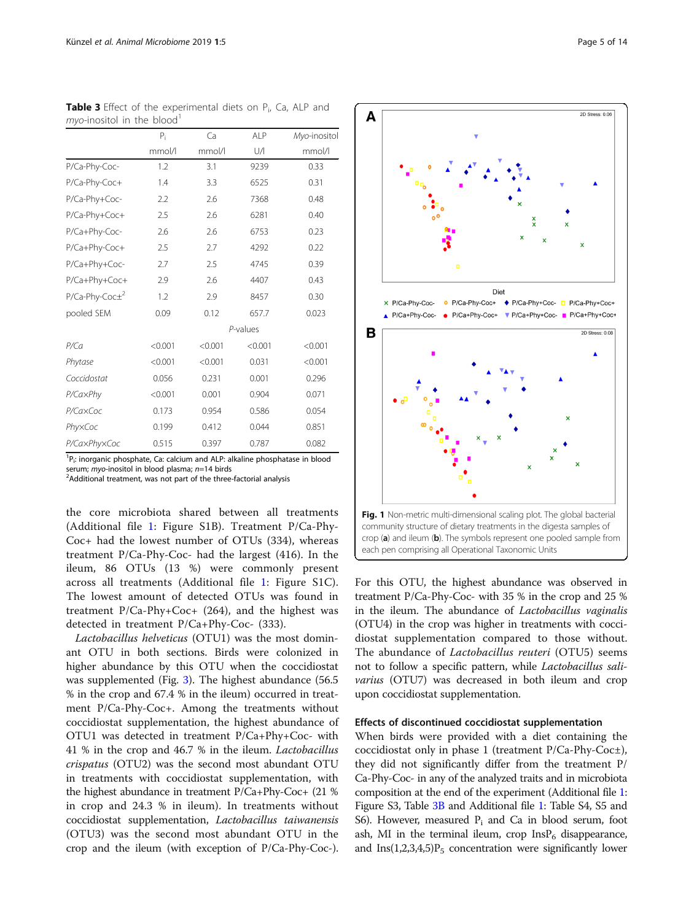**Table 3** Effect of the experimental diets on $P_i$, Ca, ALP and *myo*-inositol in the blood[1]

| | $P_i$ | Ca | ALP | *Myo*-inositol |
|---|---|---|---|---|
| | mmol/l | mmol/l | U/l | mmol/l |
| P/Ca-Phy-Coc- | 1.2 | 3.1 | 9239 | 0.33 |
| P/Ca-Phy-Coc+ | 1.4 | 3.3 | 6525 | 0.31 |
| P/Ca-Phy+Coc- | 2.2 | 2.6 | 7368 | 0.48 |
| P/Ca-Phy+Coc+ | 2.5 | 2.6 | 6281 | 0.40 |
| P/Ca+Phy-Coc- | 2.6 | 2.6 | 6753 | 0.23 |
| P/Ca+Phy-Coc+ | 2.5 | 2.7 | 4292 | 0.22 |
| P/Ca+Phy+Coc- | 2.7 | 2.5 | 4745 | 0.39 |
| P/Ca+Phy+Coc+ | 2.9 | 2.6 | 4407 | 0.43 |
| P/Ca-Phy-Coc±[2] | 1.2 | 2.9 | 8457 | 0.30 |
| pooled SEM | 0.09 | 0.12 | 657.7 | 0.023 |
| | *P*-values | | | |
| *P/Ca* | <0.001 | <0.001 | <0.001 | <0.001 |
| *Phytase* | <0.001 | <0.001 | 0.031 | <0.001 |
| *Coccidostat* | 0.056 | 0.231 | 0.001 | 0.296 |
| *P/Ca×Phy* | <0.001 | 0.001 | 0.904 | 0.071 |
| *P/Ca×Coc* | 0.173 | 0.954 | 0.586 | 0.054 |
| *Phy×Coc* | 0.199 | 0.412 | 0.044 | 0.851 |
| *P/Ca×Phy×Coc* | 0.515 | 0.397 | 0.787 | 0.082 |

[1]$P_i$: inorganic phosphate, Ca: calcium and ALP: alkaline phosphatase in blood serum; *myo*-inositol in blood plasma; *n*=14 birds
[2]Additional treatment, was not part of the three-factorial analysis

the core microbiota shared between all treatments (Additional file 1: Figure S1B). Treatment P/Ca-Phy-Coc+ had the lowest number of OTUs (334), whereas treatment P/Ca-Phy-Coc- had the largest (416). In the ileum, 86 OTUs (13 %) were commonly present across all treatments (Additional file 1: Figure S1C). The lowest amount of detected OTUs was found in treatment P/Ca-Phy+Coc+ (264), and the highest was detected in treatment P/Ca+Phy-Coc- (333).

*Lactobacillus helveticus* (OTU1) was the most dominant OTU in both sections. Birds were colonized in higher abundance by this OTU when the coccidiostat was supplemented (Fig. 3). The highest abundance (56.5 % in the crop and 67.4 % in the ileum) occurred in treatment P/Ca-Phy-Coc+. Among the treatments without coccidiostat supplementation, the highest abundance of OTU1 was detected in treatment P/Ca+Phy+Coc- with 41 % in the crop and 46.7 % in the ileum. *Lactobacillus crispatus* (OTU2) was the second most abundant OTU in treatments with coccidiostat supplementation, with the highest abundance in treatment P/Ca+Phy-Coc+ (21 % in crop and 24.3 % in ileum). In treatments without coccidiostat supplementation, *Lactobacillus taiwanensis* (OTU3) was the second most abundant OTU in the crop and the ileum (with exception of P/Ca-Phy-Coc-).

Fig. 1 Non-metric multi-dimensional scaling plot. The global bacterial community structure of dietary treatments in the digesta samples of crop (**a**) and ileum (**b**). The symbols represent one pooled sample from each pen comprising all Operational Taxonomic Units

For this OTU, the highest abundance was observed in treatment P/Ca-Phy-Coc- with 35 % in the crop and 25 % in the ileum. The abundance of *Lactobacillus vaginalis* (OTU4) in the crop was higher in treatments with coccidiostat supplementation compared to those without. The abundance of *Lactobacillus reuteri* (OTU5) seems not to follow a specific pattern, while *Lactobacillus salivarius* (OTU7) was decreased in both ileum and crop upon coccidiostat supplementation.

### Effects of discontinued coccidiostat supplementation

When birds were provided with a diet containing the coccidiostat only in phase 1 (treatment P/Ca-Phy-Coc±), they did not significantly differ from the treatment P/Ca-Phy-Coc- in any of the analyzed traits and in microbiota composition at the end of the experiment (Additional file 1: Figure S3, Table 3B and Additional file 1: Table S4, S5 and S6). However, measured $P_i$ and Ca in blood serum, foot ash, MI in the terminal ileum, crop $InsP_6$ disappearance, and Ins(1,2,3,4,5)$P_5$ concentration were significantly lower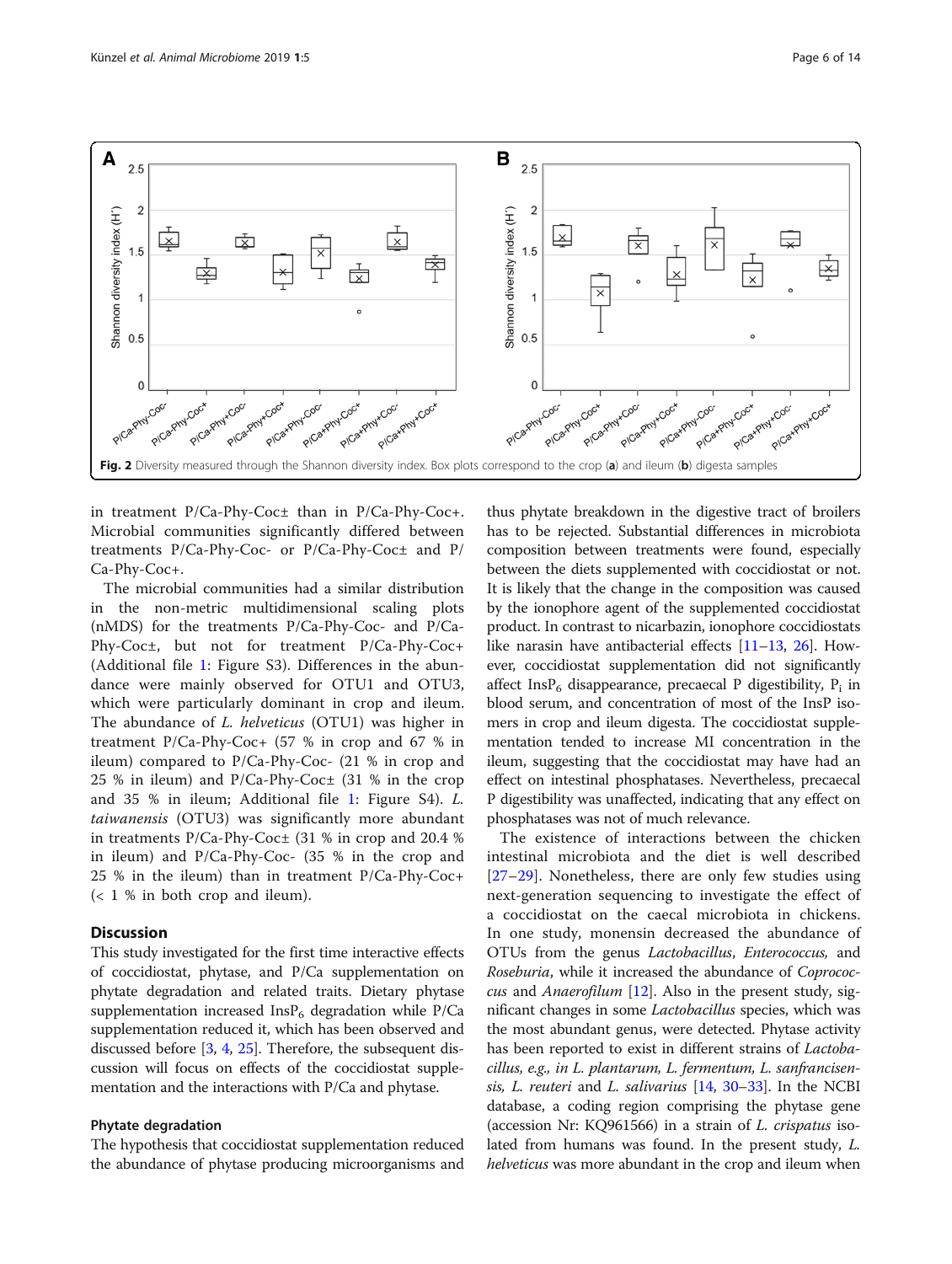Fig. 2 Diversity measured through the Shannon diversity index. Box plots correspond to the crop (**a**) and ileum (**b**) digesta samples

in treatment P/Ca-Phy-Coc± than in P/Ca-Phy-Coc+. Microbial communities significantly differed between treatments P/Ca-Phy-Coc- or P/Ca-Phy-Coc± and P/Ca-Phy-Coc+.

The microbial communities had a similar distribution in the non-metric multidimensional scaling plots (nMDS) for the treatments P/Ca-Phy-Coc- and P/Ca-Phy-Coc±, but not for treatment P/Ca-Phy-Coc+ (Additional file 1: Figure S3). Differences in the abundance were mainly observed for OTU1 and OTU3, which were particularly dominant in crop and ileum. The abundance of *L. helveticus* (OTU1) was higher in treatment P/Ca-Phy-Coc+ (57 % in crop and 67 % in ileum) compared to P/Ca-Phy-Coc- (21 % in crop and 25 % in ileum) and P/Ca-Phy-Coc± (31 % in the crop and 35 % in ileum; Additional file 1: Figure S4). *L. taiwanensis* (OTU3) was significantly more abundant in treatments P/Ca-Phy-Coc± (31 % in crop and 20.4 % in ileum) and P/Ca-Phy-Coc- (35 % in the crop and 25 % in the ileum) than in treatment P/Ca-Phy-Coc+ (< 1 % in both crop and ileum).

## Discussion

This study investigated for the first time interactive effects of coccidiostat, phytase, and P/Ca supplementation on phytate degradation and related traits. Dietary phytase supplementation increased $InsP_6$ degradation while P/Ca supplementation reduced it, which has been observed and discussed before [3, 4, 25]. Therefore, the subsequent discussion will focus on effects of the coccidiostat supplementation and the interactions with P/Ca and phytase.

### Phytate degradation

The hypothesis that coccidiostat supplementation reduced the abundance of phytase producing microorganisms and thus phytate breakdown in the digestive tract of broilers has to be rejected. Substantial differences in microbiota composition between treatments were found, especially between the diets supplemented with coccidiostat or not. It is likely that the change in the composition was caused by the ionophore agent of the supplemented coccidiostat product. In contrast to nicarbazin, ionophore coccidiostats like narasin have antibacterial effects [11–13, 26]. However, coccidiostat supplementation did not significantly affect $InsP_6$ disappearance, precaecal P digestibility, $P_i$ in blood serum, and concentration of most of the InsP isomers in crop and ileum digesta. The coccidiostat supplementation tended to increase MI concentration in the ileum, suggesting that the coccidiostat may have had an effect on intestinal phosphatases. Nevertheless, precaecal P digestibility was unaffected, indicating that any effect on phosphatases was not of much relevance.

The existence of interactions between the chicken intestinal microbiota and the diet is well described [27–29]. Nonetheless, there are only few studies using next-generation sequencing to investigate the effect of a coccidiostat on the caecal microbiota in chickens. In one study, monensin decreased the abundance of OTUs from the genus *Lactobacillus*, *Enterococcus*, and *Roseburia*, while it increased the abundance of *Coprococcus* and *Anaerofilum* [12]. Also in the present study, significant changes in some *Lactobacillus* species, which was the most abundant genus, were detected. Phytase activity has been reported to exist in different strains of *Lactobacillus*, *e.g., in L. plantarum, L. fermentum, L. sanfranciscensis, L. reuteri* and *L. salivarius* [14, 30–33]. In the NCBI database, a coding region comprising the phytase gene (accession Nr: KQ961566) in a strain of *L. crispatus* isolated from humans was found. In the present study, *L. helveticus* was more abundant in the crop and ileum when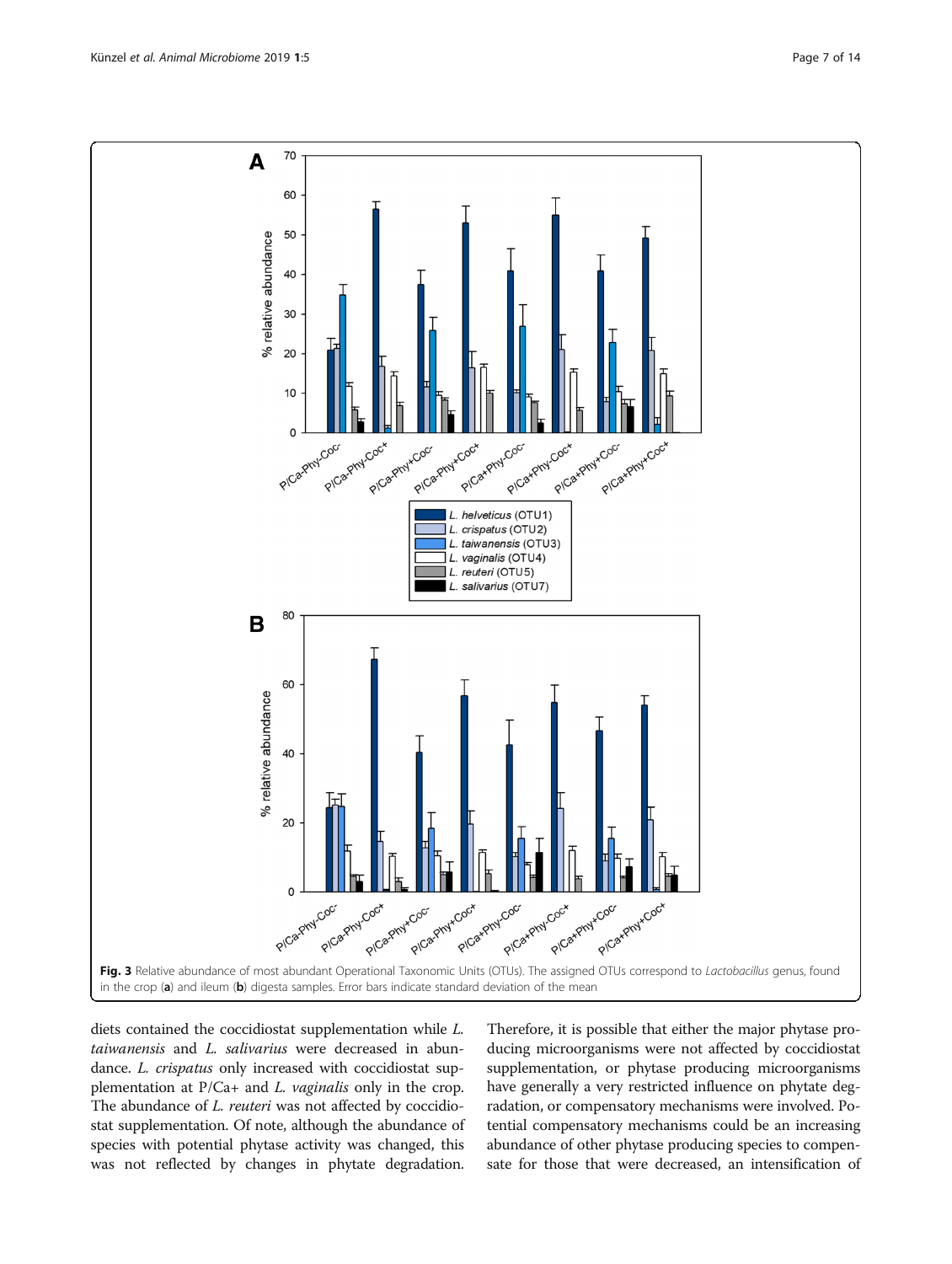Fig. 3 Relative abundance of most abundant Operational Taxonomic Units (OTUs). The assigned OTUs correspond to *Lactobacillus* genus, found in the crop (**a**) and ileum (**b**) digesta samples. Error bars indicate standard deviation of the mean

diets contained the coccidiostat supplementation while *L. taiwanensis* and *L. salivarius* were decreased in abundance. *L. crispatus* only increased with coccidiostat supplementation at P/Ca+ and *L. vaginalis* only in the crop. The abundance of *L. reuteri* was not affected by coccidiostat supplementation. Of note, although the abundance of species with potential phytase activity was changed, this was not reflected by changes in phytate degradation. Therefore, it is possible that either the major phytase producing microorganisms were not affected by coccidiostat supplementation, or phytase producing microorganisms have generally a very restricted influence on phytate degradation, or compensatory mechanisms were involved. Potential compensatory mechanisms could be an increasing abundance of other phytase producing species to compensate for those that were decreased, an intensification of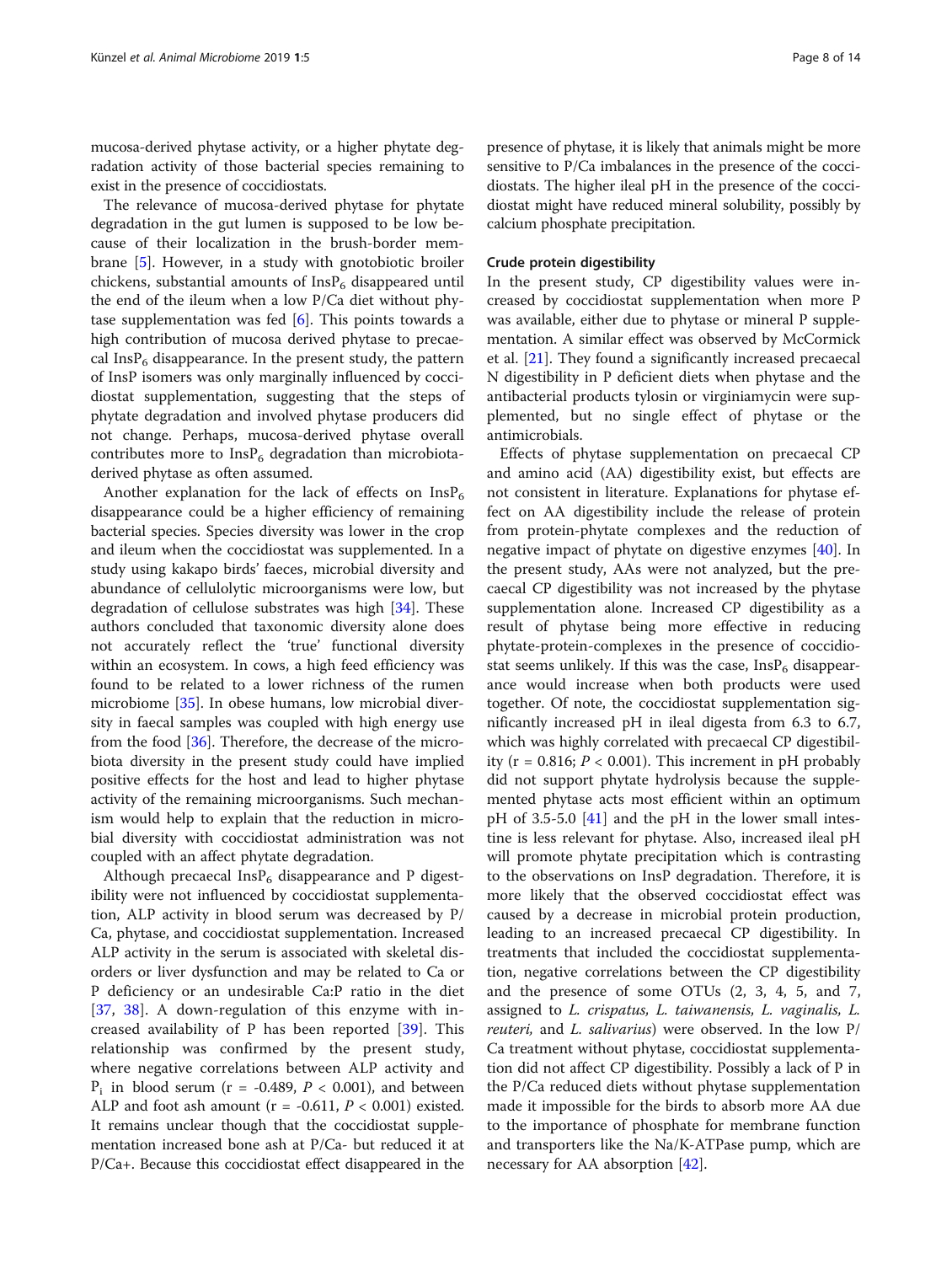mucosa-derived phytase activity, or a higher phytate degradation activity of those bacterial species remaining to exist in the presence of coccidiostats.

The relevance of mucosa-derived phytase for phytate degradation in the gut lumen is supposed to be low because of their localization in the brush-border membrane [5]. However, in a study with gnotobiotic broiler chickens, substantial amounts of $InsP_6$ disappeared until the end of the ileum when a low P/Ca diet without phytase supplementation was fed [6]. This points towards a high contribution of mucosa derived phytase to precaecal $InsP_6$ disappearance. In the present study, the pattern of InsP isomers was only marginally influenced by coccidiostat supplementation, suggesting that the steps of phytate degradation and involved phytase producers did not change. Perhaps, mucosa-derived phytase overall contributes more to $InsP_6$ degradation than microbiota-derived phytase as often assumed.

Another explanation for the lack of effects on $InsP_6$ disappearance could be a higher efficiency of remaining bacterial species. Species diversity was lower in the crop and ileum when the coccidiostat was supplemented. In a study using kakapo birds' faeces, microbial diversity and abundance of cellulolytic microorganisms were low, but degradation of cellulose substrates was high [34]. These authors concluded that taxonomic diversity alone does not accurately reflect the 'true' functional diversity within an ecosystem. In cows, a high feed efficiency was found to be related to a lower richness of the rumen microbiome [35]. In obese humans, low microbial diversity in faecal samples was coupled with high energy use from the food [36]. Therefore, the decrease of the microbiota diversity in the present study could have implied positive effects for the host and lead to higher phytase activity of the remaining microorganisms. Such mechanism would help to explain that the reduction in microbial diversity with coccidiostat administration was not coupled with an affect phytate degradation.

Although precaecal $InsP_6$ disappearance and P digestibility were not influenced by coccidiostat supplementation, ALP activity in blood serum was decreased by P/Ca, phytase, and coccidiostat supplementation. Increased ALP activity in the serum is associated with skeletal disorders or liver dysfunction and may be related to Ca or P deficiency or an undesirable Ca:P ratio in the diet [37, 38]. A down-regulation of this enzyme with increased availability of P has been reported [39]. This relationship was confirmed by the present study, where negative correlations between ALP activity and $P_i$ in blood serum ($r = -0.489$, $P < 0.001$), and between ALP and foot ash amount ($r = -0.611$, $P < 0.001$) existed. It remains unclear though that the coccidiostat supplementation increased bone ash at P/Ca- but reduced it at P/Ca+. Because this coccidiostat effect disappeared in the presence of phytase, it is likely that animals might be more sensitive to P/Ca imbalances in the presence of the coccidiostats. The higher ileal pH in the presence of the coccidiostat might have reduced mineral solubility, possibly by calcium phosphate precipitation.

## Crude protein digestibility

In the present study, CP digestibility values were increased by coccidiostat supplementation when more P was available, either due to phytase or mineral P supplementation. A similar effect was observed by McCormick et al. [21]. They found a significantly increased precaecal N digestibility in P deficient diets when phytase and the antibacterial products tylosin or virginiamycin were supplemented, but no single effect of phytase or the antimicrobials.

Effects of phytase supplementation on precaecal CP and amino acid (AA) digestibility exist, but effects are not consistent in literature. Explanations for phytase effect on AA digestibility include the release of protein from protein-phytate complexes and the reduction of negative impact of phytate on digestive enzymes [40]. In the present study, AAs were not analyzed, but the precaecal CP digestibility was not increased by the phytase supplementation alone. Increased CP digestibility as a result of phytase being more effective in reducing phytate-protein-complexes in the presence of coccidiostat seems unlikely. If this was the case, $InsP_6$ disappearance would increase when both products were used together. Of note, the coccidiostat supplementation significantly increased pH in ileal digesta from 6.3 to 6.7, which was highly correlated with precaecal CP digestibility ($r = 0.816$; $P < 0.001$). This increment in pH probably did not support phytate hydrolysis because the supplemented phytase acts most efficient within an optimum pH of 3.5-5.0 [41] and the pH in the lower small intestine is less relevant for phytase. Also, increased ileal pH will promote phytate precipitation which is contrasting to the observations on InsP degradation. Therefore, it is more likely that the observed coccidiostat effect was caused by a decrease in microbial protein production, leading to an increased precaecal CP digestibility. In treatments that included the coccidiostat supplementation, negative correlations between the CP digestibility and the presence of some OTUs (2, 3, 4, 5, and 7, assigned to *L. crispatus, L. taiwanensis, L. vaginalis, L. reuteri,* and *L. salivarius*) were observed. In the low P/Ca treatment without phytase, coccidiostat supplementation did not affect CP digestibility. Possibly a lack of P in the P/Ca reduced diets without phytase supplementation made it impossible for the birds to absorb more AA due to the importance of phosphate for membrane function and transporters like the Na/K-ATPase pump, which are necessary for AA absorption [42].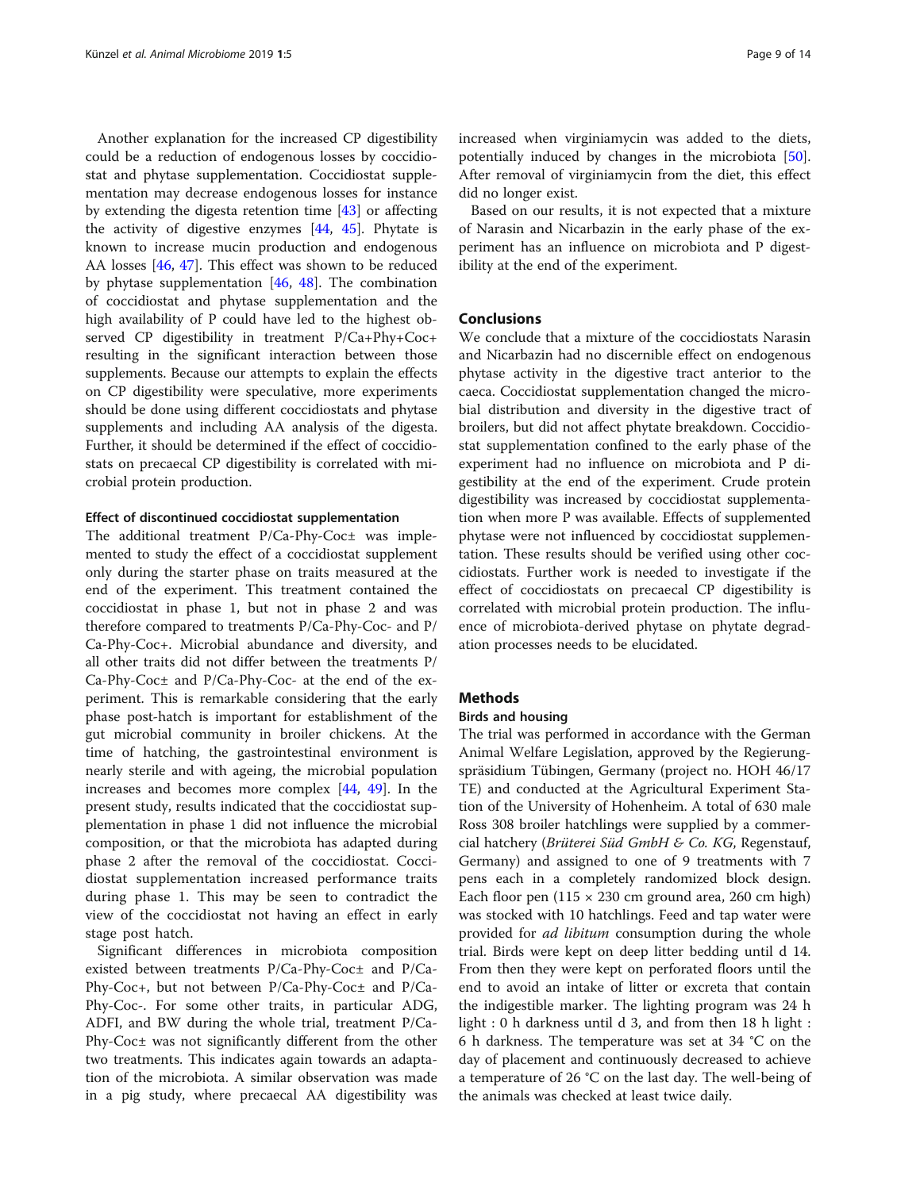Another explanation for the increased CP digestibility could be a reduction of endogenous losses by coccidiostat and phytase supplementation. Coccidiostat supplementation may decrease endogenous losses for instance by extending the digesta retention time [43] or affecting the activity of digestive enzymes [44, 45]. Phytate is known to increase mucin production and endogenous AA losses [46, 47]. This effect was shown to be reduced by phytase supplementation [46, 48]. The combination of coccidiostat and phytase supplementation and the high availability of P could have led to the highest observed CP digestibility in treatment P/Ca+Phy+Coc+ resulting in the significant interaction between those supplements. Because our attempts to explain the effects on CP digestibility were speculative, more experiments should be done using different coccidiostats and phytase supplements and including AA analysis of the digesta. Further, it should be determined if the effect of coccidiostats on precaecal CP digestibility is correlated with microbial protein production.

#### Effect of discontinued coccidiostat supplementation

The additional treatment P/Ca-Phy-Coc± was implemented to study the effect of a coccidiostat supplement only during the starter phase on traits measured at the end of the experiment. This treatment contained the coccidiostat in phase 1, but not in phase 2 and was therefore compared to treatments P/Ca-Phy-Coc- and P/Ca-Phy-Coc+. Microbial abundance and diversity, and all other traits did not differ between the treatments P/Ca-Phy-Coc± and P/Ca-Phy-Coc- at the end of the experiment. This is remarkable considering that the early phase post-hatch is important for establishment of the gut microbial community in broiler chickens. At the time of hatching, the gastrointestinal environment is nearly sterile and with ageing, the microbial population increases and becomes more complex [44, 49]. In the present study, results indicated that the coccidiostat supplementation in phase 1 did not influence the microbial composition, or that the microbiota has adapted during phase 2 after the removal of the coccidiostat. Coccidiostat supplementation increased performance traits during phase 1. This may be seen to contradict the view of the coccidiostat not having an effect in early stage post hatch.

Significant differences in microbiota composition existed between treatments P/Ca-Phy-Coc± and P/Ca-Phy-Coc+, but not between P/Ca-Phy-Coc± and P/Ca-Phy-Coc-. For some other traits, in particular ADG, ADFI, and BW during the whole trial, treatment P/Ca-Phy-Coc± was not significantly different from the other two treatments. This indicates again towards an adaptation of the microbiota. A similar observation was made in a pig study, where precaecal AA digestibility was increased when virginiamycin was added to the diets, potentially induced by changes in the microbiota [50]. After removal of virginiamycin from the diet, this effect did no longer exist.

Based on our results, it is not expected that a mixture of Narasin and Nicarbazin in the early phase of the experiment has an influence on microbiota and P digestibility at the end of the experiment.

## Conclusions

We conclude that a mixture of the coccidiostats Narasin and Nicarbazin had no discernible effect on endogenous phytase activity in the digestive tract anterior to the caeca. Coccidiostat supplementation changed the microbial distribution and diversity in the digestive tract of broilers, but did not affect phytate breakdown. Coccidiostat supplementation confined to the early phase of the experiment had no influence on microbiota and P digestibility at the end of the experiment. Crude protein digestibility was increased by coccidiostat supplementation when more P was available. Effects of supplemented phytase were not influenced by coccidiostat supplementation. These results should be verified using other coccidiostats. Further work is needed to investigate if the effect of coccidiostats on precaecal CP digestibility is correlated with microbial protein production. The influence of microbiota-derived phytase on phytate degradation processes needs to be elucidated.

## Methods

#### Birds and housing

The trial was performed in accordance with the German Animal Welfare Legislation, approved by the Regierungspräsidium Tübingen, Germany (project no. HOH 46/17 TE) and conducted at the Agricultural Experiment Station of the University of Hohenheim. A total of 630 male Ross 308 broiler hatchlings were supplied by a commercial hatchery (*Brüterei Süd GmbH & Co. KG*, Regenstauf, Germany) and assigned to one of 9 treatments with 7 pens each in a completely randomized block design. Each floor pen (115 × 230 cm ground area, 260 cm high) was stocked with 10 hatchlings. Feed and tap water were provided for *ad libitum* consumption during the whole trial. Birds were kept on deep litter bedding until d 14. From then they were kept on perforated floors until the end to avoid an intake of litter or excreta that contain the indigestible marker. The lighting program was 24 h light : 0 h darkness until d 3, and from then 18 h light : 6 h darkness. The temperature was set at 34 °C on the day of placement and continuously decreased to achieve a temperature of 26 °C on the last day. The well-being of the animals was checked at least twice daily.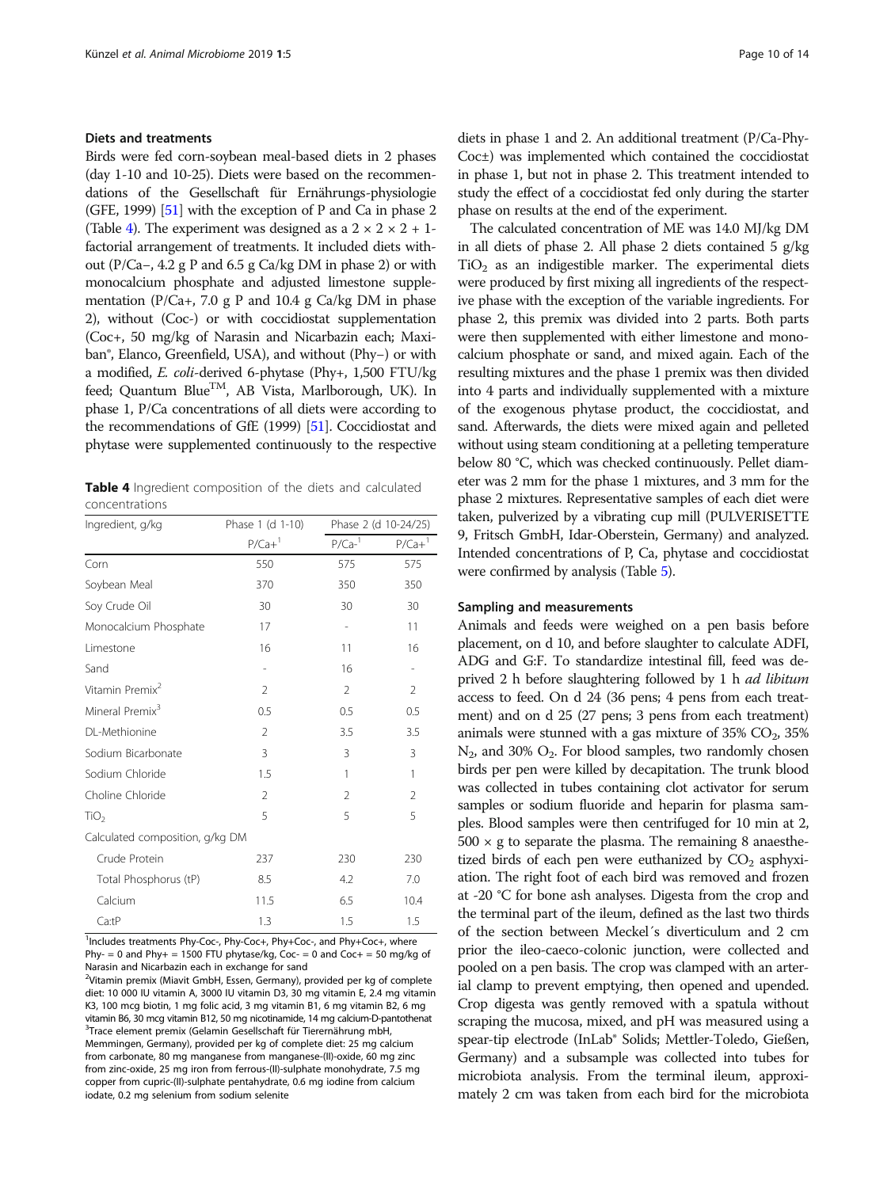### Diets and treatments

Birds were fed corn-soybean meal-based diets in 2 phases (day 1-10 and 10-25). Diets were based on the recommendations of the Gesellschaft für Ernährungs-physiologie (GFE, 1999) [51] with the exception of P and Ca in phase 2 (Table 4). The experiment was designed as a 2 × 2 × 2 + 1-factorial arrangement of treatments. It included diets without (P/Ca−, 4.2 g P and 6.5 g Ca/kg DM in phase 2) or with monocalcium phosphate and adjusted limestone supplementation (P/Ca+, 7.0 g P and 10.4 g Ca/kg DM in phase 2), without (Coc-) or with coccidiostat supplementation (Coc+, 50 mg/kg of Narasin and Nicarbazin each; Maxiban®, Elanco, Greenfield, USA), and without (Phy−) or with a modified, *E. coli*-derived 6-phytase (Phy+, 1,500 FTU/kg feed; Quantum Blue™, AB Vista, Marlborough, UK). In phase 1, P/Ca concentrations of all diets were according to the recommendations of GfE (1999) [51]. Coccidiostat and phytase were supplemented continuously to the respective diets in phase 1 and 2. An additional treatment (P/Ca-Phy-Coc±) was implemented which contained the coccidiostat in phase 1, but not in phase 2. This treatment intended to study the effect of a coccidiostat fed only during the starter phase on results at the end of the experiment.

**Table 4** Ingredient composition of the diets and calculated concentrations

| Ingredient, g/kg | Phase 1 (d 1-10) | Phase 2 (d 10-24/25) | |
|---|---|---|---|
| | P/Ca+[1] | P/Ca-[1] | P/Ca+[1] |
| Corn | 550 | 575 | 575 |
| Soybean Meal | 370 | 350 | 350 |
| Soy Crude Oil | 30 | 30 | 30 |
| Monocalcium Phosphate | 17 | - | 11 |
| Limestone | 16 | 11 | 16 |
| Sand | - | 16 | - |
| Vitamin Premix[2] | 2 | 2 | 2 |
| Mineral Premix[3] | 0.5 | 0.5 | 0.5 |
| DL-Methionine | 2 | 3.5 | 3.5 |
| Sodium Bicarbonate | 3 | 3 | 3 |
| Sodium Chloride | 1.5 | 1 | 1 |
| Choline Chloride | 2 | 2 | 2 |
| $TiO_2$ | 5 | 5 | 5 |
| Calculated composition, g/kg DM | | | |
| Crude Protein | 237 | 230 | 230 |
| Total Phosphorus (tP) | 8.5 | 4.2 | 7.0 |
| Calcium | 11.5 | 6.5 | 10.4 |
| Ca:tP | 1.3 | 1.5 | 1.5 |

[1]Includes treatments Phy-Coc-, Phy-Coc+, Phy+Coc-, and Phy+Coc+, where Phy- = 0 and Phy+ = 1500 FTU phytase/kg, Coc- = 0 and Coc+ = 50 mg/kg of Narasin and Nicarbazin each in exchange for sand

[2]Vitamin premix (Miavit GmbH, Essen, Germany), provided per kg of complete diet: 10 000 IU vitamin A, 3000 IU vitamin D3, 30 mg vitamin E, 2.4 mg vitamin K3, 100 mcg biotin, 1 mg folic acid, 3 mg vitamin B1, 6 mg vitamin B2, 6 mg vitamin B6, 30 mcg vitamin B12, 50 mg nicotinamide, 14 mg calcium-D-pantothenat

[3]Trace element premix (Gelamin Gesellschaft für Tierernährung mbH, Memmingen, Germany), provided per kg of complete diet: 25 mg calcium from carbonate, 80 mg manganese from manganese-(II)-oxide, 60 mg zinc from zinc-oxide, 25 mg iron from ferrous-(II)-sulphate monohydrate, 7.5 mg copper from cupric-(II)-sulphate pentahydrate, 0.6 mg iodine from calcium iodate, 0.2 mg selenium from sodium selenite

The calculated concentration of ME was 14.0 MJ/kg DM in all diets of phase 2. All phase 2 diets contained 5 g/kg $TiO_2$ as an indigestible marker. The experimental diets were produced by first mixing all ingredients of the respective phase with the exception of the variable ingredients. For phase 2, this premix was divided into 2 parts. Both parts were then supplemented with either limestone and monocalcium phosphate or sand, and mixed again. Each of the resulting mixtures and the phase 1 premix was then divided into 4 parts and individually supplemented with a mixture of the exogenous phytase product, the coccidiostat, and sand. Afterwards, the diets were mixed again and pelleted without using steam conditioning at a pelleting temperature below 80 °C, which was checked continuously. Pellet diameter was 2 mm for the phase 1 mixtures, and 3 mm for the phase 2 mixtures. Representative samples of each diet were taken, pulverized by a vibrating cup mill (PULVERISETTE 9, Fritsch GmbH, Idar-Oberstein, Germany) and analyzed. Intended concentrations of P, Ca, phytase and coccidiostat were confirmed by analysis (Table 5).

### Sampling and measurements

Animals and feeds were weighed on a pen basis before placement, on d 10, and before slaughter to calculate ADFI, ADG and G:F. To standardize intestinal fill, feed was deprived 2 h before slaughtering followed by 1 h *ad libitum* access to feed. On d 24 (36 pens; 4 pens from each treatment) and on d 25 (27 pens; 3 pens from each treatment) animals were stunned with a gas mixture of 35% $CO_2$, 35% $N_2$, and 30% $O_2$. For blood samples, two randomly chosen birds per pen were killed by decapitation. The trunk blood was collected in tubes containing clot activator for serum samples or sodium fluoride and heparin for plasma samples. Blood samples were then centrifuged for 10 min at 2,500 × g to separate the plasma. The remaining 8 anaesthetized birds of each pen were euthanized by $CO_2$ asphyxiation. The right foot of each bird was removed and frozen at -20 °C for bone ash analyses. Digesta from the crop and the terminal part of the ileum, defined as the last two thirds of the section between Meckel´s diverticulum and 2 cm prior the ileo-caeco-colonic junction, were collected and pooled on a pen basis. The crop was clamped with an arterial clamp to prevent emptying, then opened and upended. Crop digesta was gently removed with a spatula without scraping the mucosa, mixed, and pH was measured using a spear-tip electrode (InLab® Solids; Mettler-Toledo, Gießen, Germany) and a subsample was collected into tubes for microbiota analysis. From the terminal ileum, approximately 2 cm was taken from each bird for the microbiota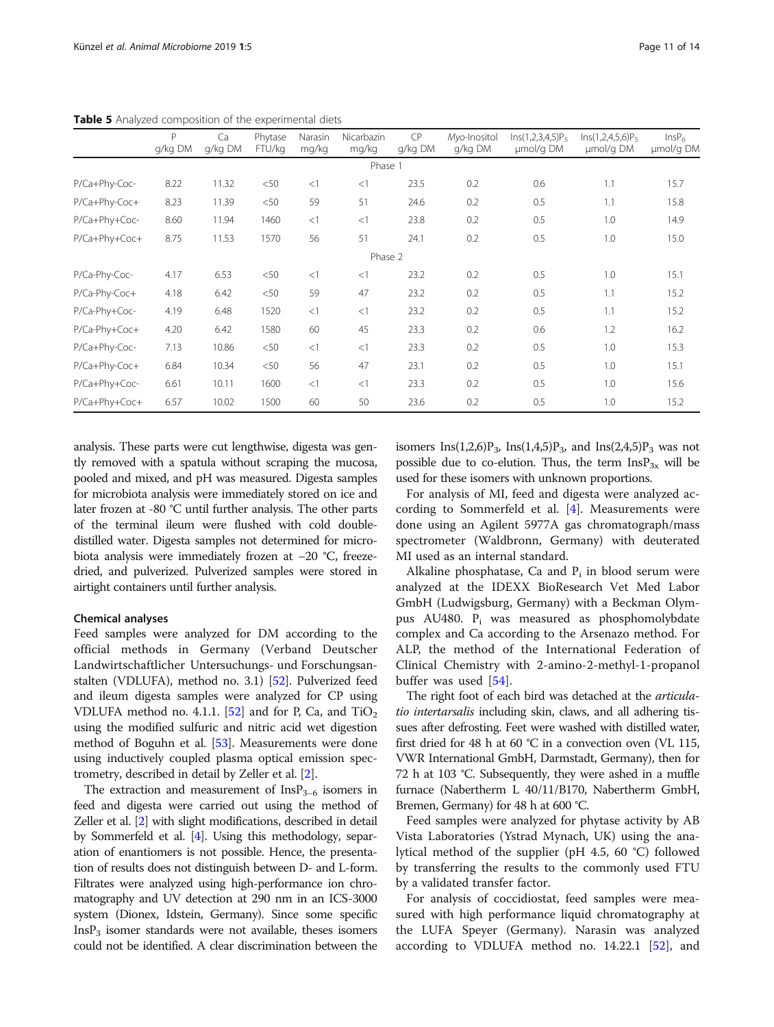**Table 5** Analyzed composition of the experimental diets

| | P g/kg DM | Ca g/kg DM | Phytase FTU/kg | Narasin mg/kg | Nicarbazin mg/kg | CP g/kg DM | *Myo*-Inositol g/kg DM | $Ins(1,2,3,4,5)P_5$ µmol/g DM | $Ins(1,2,4,5,6)P_5$ µmol/g DM | $InsP_6$ µmol/g DM |
|---|---|---|---|---|---|---|---|---|---|---|
| | | | | | Phase 1 | | | | | |
| P/Ca+Phy-Coc- | 8.22 | 11.32 | <50 | <1 | <1 | 23.5 | 0.2 | 0.6 | 1.1 | 15.7 |
| P/Ca+Phy-Coc+ | 8.23 | 11.39 | <50 | 59 | 51 | 24.6 | 0.2 | 0.5 | 1.1 | 15.8 |
| P/Ca+Phy+Coc- | 8.60 | 11.94 | 1460 | <1 | <1 | 23.8 | 0.2 | 0.5 | 1.0 | 14.9 |
| P/Ca+Phy+Coc+ | 8.75 | 11.53 | 1570 | 56 | 51 | 24.1 | 0.2 | 0.5 | 1.0 | 15.0 |
| | | | | | Phase 2 | | | | | |
| P/Ca-Phy-Coc- | 4.17 | 6.53 | <50 | <1 | <1 | 23.2 | 0.2 | 0.5 | 1.0 | 15.1 |
| P/Ca-Phy-Coc+ | 4.18 | 6.42 | <50 | 59 | 47 | 23.2 | 0.2 | 0.5 | 1.1 | 15.2 |
| P/Ca-Phy+Coc- | 4.19 | 6.48 | 1520 | <1 | <1 | 23.2 | 0.2 | 0.5 | 1.1 | 15.2 |
| P/Ca-Phy+Coc+ | 4.20 | 6.42 | 1580 | 60 | 45 | 23.3 | 0.2 | 0.6 | 1.2 | 16.2 |
| P/Ca+Phy-Coc- | 7.13 | 10.86 | <50 | <1 | <1 | 23.3 | 0.2 | 0.5 | 1.0 | 15.3 |
| P/Ca+Phy-Coc+ | 6.84 | 10.34 | <50 | 56 | 47 | 23.1 | 0.2 | 0.5 | 1.0 | 15.1 |
| P/Ca+Phy+Coc- | 6.61 | 10.11 | 1600 | <1 | <1 | 23.3 | 0.2 | 0.5 | 1.0 | 15.6 |
| P/Ca+Phy+Coc+ | 6.57 | 10.02 | 1500 | 60 | 50 | 23.6 | 0.2 | 0.5 | 1.0 | 15.2 |

analysis. These parts were cut lengthwise, digesta was gently removed with a spatula without scraping the mucosa, pooled and mixed, and pH was measured. Digesta samples for microbiota analysis were immediately stored on ice and later frozen at -80 °C until further analysis. The other parts of the terminal ileum were flushed with cold double-distilled water. Digesta samples not determined for microbiota analysis were immediately frozen at −20 °C, freeze-dried, and pulverized. Pulverized samples were stored in airtight containers until further analysis.

### Chemical analyses

Feed samples were analyzed for DM according to the official methods in Germany (Verband Deutscher Landwirtschaftlicher Untersuchungs- und Forschungsanstalten (VDLUFA), method no. 3.1) [52]. Pulverized feed and ileum digesta samples were analyzed for CP using VDLUFA method no. 4.1.1. [52] and for P, Ca, and $TiO_2$ using the modified sulfuric and nitric acid wet digestion method of Boguhn et al. [53]. Measurements were done using inductively coupled plasma optical emission spectrometry, described in detail by Zeller et al. [2].

The extraction and measurement of $InsP_{3-6}$ isomers in feed and digesta were carried out using the method of Zeller et al. [2] with slight modifications, described in detail by Sommerfeld et al. [4]. Using this methodology, separation of enantiomers is not possible. Hence, the presentation of results does not distinguish between D- and L-form. Filtrates were analyzed using high-performance ion chromatography and UV detection at 290 nm in an ICS-3000 system (Dionex, Idstein, Germany). Since some specific $InsP_3$ isomer standards were not available, theses isomers could not be identified. A clear discrimination between the isomers $Ins(1,2,6)P_3$, $Ins(1,4,5)P_3$, and $Ins(2,4,5)P_3$ was not possible due to co-elution. Thus, the term $InsP_{3x}$ will be used for these isomers with unknown proportions.

For analysis of MI, feed and digesta were analyzed according to Sommerfeld et al. [4]. Measurements were done using an Agilent 5977A gas chromatograph/mass spectrometer (Waldbronn, Germany) with deuterated MI used as an internal standard.

Alkaline phosphatase, Ca and $P_i$ in blood serum were analyzed at the IDEXX BioResearch Vet Med Labor GmbH (Ludwigsburg, Germany) with a Beckman Olympus AU480. $P_i$ was measured as phosphomolybdate complex and Ca according to the Arsenazo method. For ALP, the method of the International Federation of Clinical Chemistry with 2-amino-2-methyl-1-propanol buffer was used [54].

The right foot of each bird was detached at the *articulatio intertarsalis* including skin, claws, and all adhering tissues after defrosting. Feet were washed with distilled water, first dried for 48 h at 60 °C in a convection oven (VL 115, VWR International GmbH, Darmstadt, Germany), then for 72 h at 103 °C. Subsequently, they were ashed in a muffle furnace (Nabertherm L 40/11/B170, Nabertherm GmbH, Bremen, Germany) for 48 h at 600 °C.

Feed samples were analyzed for phytase activity by AB Vista Laboratories (Ystrad Mynach, UK) using the analytical method of the supplier (pH 4.5, 60 °C) followed by transferring the results to the commonly used FTU by a validated transfer factor.

For analysis of coccidiostat, feed samples were measured with high performance liquid chromatography at the LUFA Speyer (Germany). Narasin was analyzed according to VDLUFA method no. 14.22.1 [52], and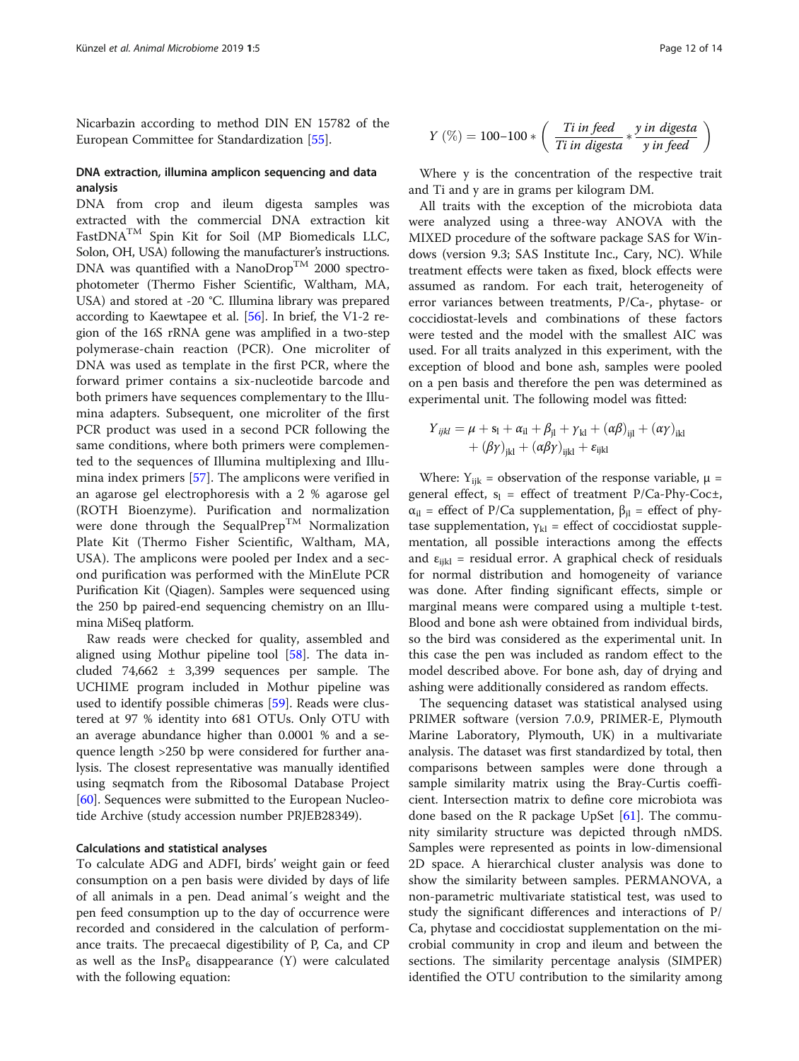Nicarbazin according to method DIN EN 15782 of the European Committee for Standardization [55].

### DNA extraction, illumina amplicon sequencing and data analysis

DNA from crop and ileum digesta samples was extracted with the commercial DNA extraction kit FastDNA™ Spin Kit for Soil (MP Biomedicals LLC, Solon, OH, USA) following the manufacturer's instructions. DNA was quantified with a NanoDrop™ 2000 spectrophotometer (Thermo Fisher Scientific, Waltham, MA, USA) and stored at -20 °C. Illumina library was prepared according to Kaewtapee et al. [56]. In brief, the V1-2 region of the 16S rRNA gene was amplified in a two-step polymerase-chain reaction (PCR). One microliter of DNA was used as template in the first PCR, where the forward primer contains a six-nucleotide barcode and both primers have sequences complementary to the Illumina adapters. Subsequent, one microliter of the first PCR product was used in a second PCR following the same conditions, where both primers were complemented to the sequences of Illumina multiplexing and Illumina index primers [57]. The amplicons were verified in an agarose gel electrophoresis with a 2 % agarose gel (ROTH Bioenzyme). Purification and normalization were done through the SequalPrep™ Normalization Plate Kit (Thermo Fisher Scientific, Waltham, MA, USA). The amplicons were pooled per Index and a second purification was performed with the MinElute PCR Purification Kit (Qiagen). Samples were sequenced using the 250 bp paired-end sequencing chemistry on an Illumina MiSeq platform.

Raw reads were checked for quality, assembled and aligned using Mothur pipeline tool [58]. The data included 74,662 ± 3,399 sequences per sample. The UCHIME program included in Mothur pipeline was used to identify possible chimeras [59]. Reads were clustered at 97 % identity into 681 OTUs. Only OTU with an average abundance higher than 0.0001 % and a sequence length >250 bp were considered for further analysis. The closest representative was manually identified using seqmatch from the Ribosomal Database Project [60]. Sequences were submitted to the European Nucleotide Archive (study accession number PRJEB28349).

### Calculations and statistical analyses

To calculate ADG and ADFI, birds' weight gain or feed consumption on a pen basis were divided by days of life of all animals in a pen. Dead animal´s weight and the pen feed consumption up to the day of occurrence were recorded and considered in the calculation of performance traits. The precaecal digestibility of P, Ca, and CP as well as the $InsP_6$ disappearance (Y) were calculated with the following equation:

$$Y\ (\%) = 100 - 100 * \left( \frac{Ti\ in\ feed}{Ti\ in\ digesta} * \frac{y\ in\ digesta}{y\ in\ feed} \right)$$

Where y is the concentration of the respective trait and Ti and y are in grams per kilogram DM.

All traits with the exception of the microbiota data were analyzed using a three-way ANOVA with the MIXED procedure of the software package SAS for Windows (version 9.3; SAS Institute Inc., Cary, NC). While treatment effects were taken as fixed, block effects were assumed as random. For each trait, heterogeneity of error variances between treatments, P/Ca-, phytase- or coccidiostat-levels and combinations of these factors were tested and the model with the smallest AIC was used. For all traits analyzed in this experiment, with the exception of blood and bone ash, samples were pooled on a pen basis and therefore the pen was determined as experimental unit. The following model was fitted:

$$Y_{ijkl} = \mu + s_l + \alpha_{il} + \beta_{jl} + \gamma_{kl} + (\alpha\beta)_{ijl} + (\alpha\gamma)_{ikl} + (\beta\gamma)_{jkl} + (\alpha\beta\gamma)_{ijkl} + \varepsilon_{ijkl}$$

Where: $Y_{ijk}$ = observation of the response variable, $\mu$ = general effect, $s_l$ = effect of treatment P/Ca-Phy-Coc±, $\alpha_{il}$ = effect of P/Ca supplementation, $\beta_{jl}$ = effect of phytase supplementation, $\gamma_{kl}$ = effect of coccidiostat supplementation, all possible interactions among the effects and $\varepsilon_{ijkl}$ = residual error. A graphical check of residuals for normal distribution and homogeneity of variance was done. After finding significant effects, simple or marginal means were compared using a multiple t-test. Blood and bone ash were obtained from individual birds, so the bird was considered as the experimental unit. In this case the pen was included as random effect to the model described above. For bone ash, day of drying and ashing were additionally considered as random effects.

The sequencing dataset was statistical analysed using PRIMER software (version 7.0.9, PRIMER-E, Plymouth Marine Laboratory, Plymouth, UK) in a multivariate analysis. The dataset was first standardized by total, then comparisons between samples were done through a sample similarity matrix using the Bray-Curtis coefficient. Intersection matrix to define core microbiota was done based on the R package UpSet [61]. The community similarity structure was depicted through nMDS. Samples were represented as points in low-dimensional 2D space. A hierarchical cluster analysis was done to show the similarity between samples. PERMANOVA, a non-parametric multivariate statistical test, was used to study the significant differences and interactions of P/Ca, phytase and coccidiostat supplementation on the microbial community in crop and ileum and between the sections. The similarity percentage analysis (SIMPER) identified the OTU contribution to the similarity among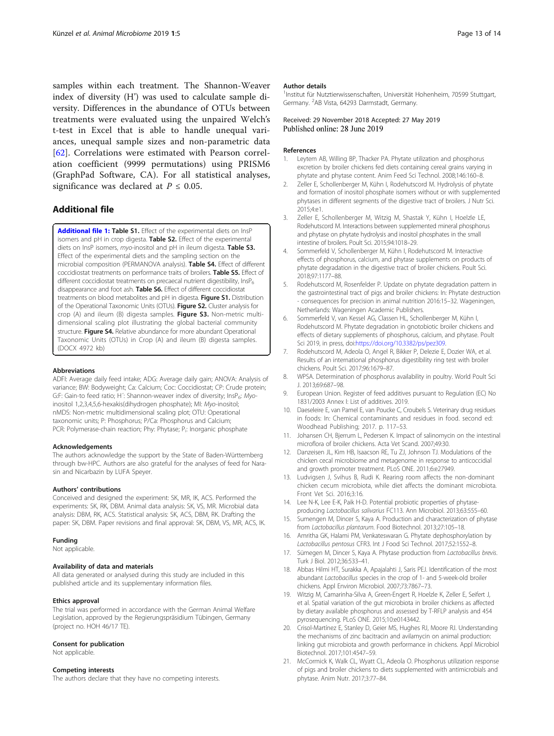samples within each treatment. The Shannon-Weaver index of diversity (H') was used to calculate sample diversity. Differences in the abundance of OTUs between treatments were evaluated using the unpaired Welch's t-test in Excel that is able to handle unequal variances, unequal sample sizes and non-parametric data [62]. Correlations were estimated with Pearson correlation coefficient (9999 permutations) using PRISM6 (GraphPad Software, CA). For all statistical analyses, significance was declared at $P \leq 0.05$.

## Additional file

**Additional file 1: Table S1.** Effect of the experimental diets on InsP isomers and pH in crop digesta. **Table S2.** Effect of the experimental diets on InsP isomers, *myo*-inositol and pH in ileum digesta. **Table S3.** Effect of the experimental diets and the sampling section on the microbial composition (PERMANOVA analysis). **Table S4.** Effect of different coccidiostat treatments on performance traits of broilers. **Table S5.** Effect of different coccidiostat treatments on precaecal nutrient digestibility, $InsP_6$ disappearance and foot ash. **Table S6.** Effect of different coccidiostat treatments on blood metabolites and pH in digesta. **Figure S1.** Distribution of the Operational Taxonomic Units (OTUs). **Figure S2.** Cluster analysis for crop (A) and ileum (B) digesta samples. **Figure S3.** Non-metric multidimensional scaling plot illustrating the global bacterial community structure. **Figure S4.** Relative abundance for more abundant Operational Taxonomic Units (OTUs) in Crop (A) and ileum (B) digesta samples. (DOCX 4972 kb)

### Abbreviations

ADFI: Average daily feed intake; ADG: Average daily gain; ANOVA: Analysis of variance; BW: Bodyweight; Ca: Calcium; Coc: Coccidiostat; CP: Crude protein; G:F: Gain-to feed ratio; H´: Shannon-weaver index of diversity; $InsP_6$: *Myo*-inositol 1,2,3,4,5,6-hexakis(dihydrogen phosphate); MI: *Myo*-inositol; nMDS: Non-metric multidimensional scaling plot; OTU: Operational taxonomic units; P: Phosphorus; P/Ca: Phosphorus and Calcium; PCR: Polymerase-chain reaction; Phy: Phytase; $P_i$: Inorganic phosphate

### Acknowledgements

The authors acknowledge the support by the State of Baden-Württemberg through bw-HPC. Authors are also grateful for the analyses of feed for Narasin and Nicarbazin by LUFA Speyer.

### Authors' contributions

Conceived and designed the experiment: SK, MR, IK, ACS. Performed the experiments: SK, RK, DBM. Animal data analysis: SK, VS, MR. Microbial data analysis: DBM, RK, ACS. Statistical analysis: SK, ACS, DBM, RK. Drafting the paper: SK, DBM. Paper revisions and final approval: SK, DBM, VS, MR, ACS, IK.

### Funding

Not applicable.

### Availability of data and materials

All data generated or analysed during this study are included in this published article and its supplementary information files.

### Ethics approval

The trial was performed in accordance with the German Animal Welfare Legislation, approved by the Regierungspräsidium Tübingen, Germany (project no. HOH 46/17 TE).

### Consent for publication

Not applicable.

### Competing interests

The authors declare that they have no competing interests.

### Author details

[1]Institut für Nutztierwissenschaften, Universität Hohenheim, 70599 Stuttgart, Germany. [2]AB Vista, 64293 Darmstadt, Germany.

Received: 29 November 2018 Accepted: 27 May 2019
Published online: 28 June 2019

### References

1. Leytem AB, Willing BP, Thacker PA. Phytate utilization and phosphorus excretion by broiler chickens fed diets containing cereal grains varying in phytate and phytase content. Anim Feed Sci Technol. 2008;146:160–8.
2. Zeller E, Schollenberger M, Kühn I, Rodehutscord M. Hydrolysis of phytate and formation of inositol phosphate isomers without or with supplemented phytases in different segments of the digestive tract of broilers. J Nutr Sci. 2015;4:e1.
3. Zeller E, Schollenberger M, Witzig M, Shastak Y, Kühn I, Hoelzle LE, Rodehutscord M. Interactions between supplemented mineral phosphorus and phytase on phytate hydrolysis and inositol phosphates in the small intestine of broilers. Poult Sci. 2015;94:1018–29.
4. Sommerfeld V, Schollenberger M, Kühn I, Rodehutscord M. Interactive effects of phosphorus, calcium, and phytase supplements on products of phytate degradation in the digestive tract of broiler chickens. Poult Sci. 2018;97:1177–88.
5. Rodehutscord M, Rosenfelder P. Update on phytate degradation pattern in the gastrointestinal tract of pigs and broiler chickens: In: Phytate destruction - consequences for precision in animal nutrition 2016:15–32. Wageningen, Netherlands: Wageningen Academic Publishers.
6. Sommerfeld V, van Kessel AG, Classen HL, Schollenberger M, Kühn I, Rodehutscord M. Phytate degradation in gnotobiotic broiler chickens and effects of dietary supplements of phosphorus, calcium, and phytase. Poult Sci 2019, in press, doi:https://doi.org/10.3382/ps/pez309.
7. Rodehutscord M, Adeola O, Angel R, Bikker P, Delezie E, Dozier WA, et al. Results of an international phosphorus digestibility ring test with broiler chickens. Poult Sci. 2017;96:1679–87.
8. WPSA. Determination of phosphorus availability in poultry. World Poult Sci J. 2013;69:687–98.
9. European Union. Register of feed additives pursuant to Regulation (EC) No 1831/2003 Annex I: List of additives. 2019.
10. Daeseleire E, van Pamel E, van Poucke C, Croubels S. Veterinary drug residues in foods: In: Chemical contaminants and residues in food. second ed: Woodhead Publishing; 2017. p. 117–53.
11. Johansen CH, Bjerrum L, Pedersen K. Impact of salinomycin on the intestinal microflora of broiler chickens. Acta Vet Scand. 2007;49:30.
12. Danzeisen JL, Kim HB, Isaacson RE, Tu ZJ, Johnson TJ. Modulations of the chicken cecal microbiome and metagenome in response to anticoccidial and growth promoter treatment. PLoS ONE. 2011;6:e27949.
13. Ludvigsen J, Svihus B, Rudi K. Rearing room affects the non-dominant chicken cecum microbiota, while diet affects the dominant microbiota. Front Vet Sci. 2016;3:16.
14. Lee N-K, Lee E-K, Paik H-D. Potential probiotic properties of phytase-producing *Lactobacillus salivarius* FC113. Ann Microbiol. 2013;63:555–60.
15. Sumengen M, Dincer S, Kaya A. Production and characterization of phytase from *Lactobacillus plantarum*. Food Biotechnol. 2013;27:105–18.
16. Amritha GK, Halami PM, Venkateswaran G. Phytate dephosphorylation by *Lactobacillus pentosus* CFR3. Int J Food Sci Technol. 2017;52:1552–8.
17. Sümegen M, Dincer S, Kaya A. Phytase production from *Lactobacillus brevis*. Turk J Biol. 2012;36:533–41.
18. Abbas Hilmi HT, Surakka A, Apajalahti J, Saris PEJ. Identification of the most abundant *Lactobacillus* species in the crop of 1- and 5-week-old broiler chickens. Appl Environ Microbiol. 2007;73:7867–73.
19. Witzig M, Camarinha-Silva A, Green-Engert R, Hoelzle K, Zeller E, Seifert J, et al. Spatial variation of the gut microbiota in broiler chickens as affected by dietary available phosphorus and assessed by T-RFLP analysis and 454 pyrosequencing. PLoS ONE. 2015;10:e0143442.
20. Crisol-Martínez E, Stanley D, Geier MS, Hughes RJ, Moore RJ. Understanding the mechanisms of zinc bacitracin and avilamycin on animal production: linking gut microbiota and growth performance in chickens. Appl Microbiol Biotechnol. 2017;101:4547–59.
21. McCormick K, Walk CL, Wyatt CL, Adeola O. Phosphorus utilization response of pigs and broiler chickens to diets supplemented with antimicrobials and phytase. Anim Nutr. 2017;3:77–84.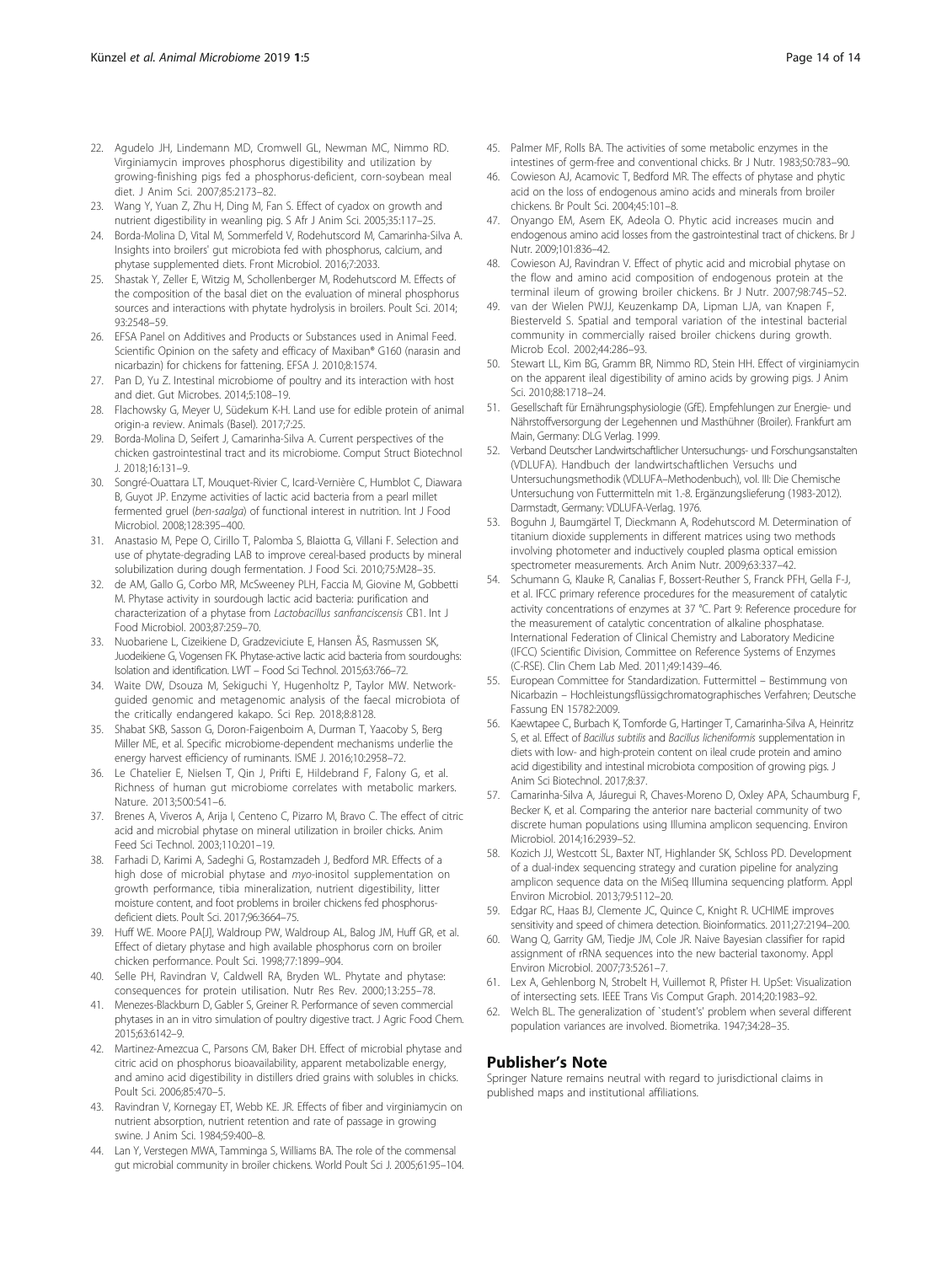22. Agudelo JH, Lindemann MD, Cromwell GL, Newman MC, Nimmo RD. Virginiamycin improves phosphorus digestibility and utilization by growing-finishing pigs fed a phosphorus-deficient, corn-soybean meal diet. J Anim Sci. 2007;85:2173–82.
23. Wang Y, Yuan Z, Zhu H, Ding M, Fan S. Effect of cyadox on growth and nutrient digestibility in weanling pig. S Afr J Anim Sci. 2005;35:117–25.
24. Borda-Molina D, Vital M, Sommerfeld V, Rodehutscord M, Camarinha-Silva A. Insights into broilers' gut microbiota fed with phosphorus, calcium, and phytase supplemented diets. Front Microbiol. 2016;7:2033.
25. Shastak Y, Zeller E, Witzig M, Schollenberger M, Rodehutscord M. Effects of the composition of the basal diet on the evaluation of mineral phosphorus sources and interactions with phytate hydrolysis in broilers. Poult Sci. 2014; 93:2548–59.
26. EFSA Panel on Additives and Products or Substances used in Animal Feed. Scientific Opinion on the safety and efficacy of Maxiban® G160 (narasin and nicarbazin) for chickens for fattening. EFSA J. 2010;8:1574.
27. Pan D, Yu Z. Intestinal microbiome of poultry and its interaction with host and diet. Gut Microbes. 2014;5:108–19.
28. Flachowsky G, Meyer U, Südekum K-H. Land use for edible protein of animal origin-a review. Animals (Basel). 2017;7:25.
29. Borda-Molina D, Seifert J, Camarinha-Silva A. Current perspectives of the chicken gastrointestinal tract and its microbiome. Comput Struct Biotechnol J. 2018;16:131–9.
30. Songré-Ouattara LT, Mouquet-Rivier C, Icard-Vernière C, Humblot C, Diawara B, Guyot JP. Enzyme activities of lactic acid bacteria from a pearl millet fermented gruel (*ben-saalga*) of functional interest in nutrition. Int J Food Microbiol. 2008;128:395–400.
31. Anastasio M, Pepe O, Cirillo T, Palomba S, Blaiotta G, Villani F. Selection and use of phytate-degrading LAB to improve cereal-based products by mineral solubilization during dough fermentation. J Food Sci. 2010;75:M28–35.
32. de AM, Gallo G, Corbo MR, McSweeney PLH, Faccia M, Giovine M, Gobbetti M. Phytase activity in sourdough lactic acid bacteria: purification and characterization of a phytase from *Lactobacillus sanfranciscensis* CB1. Int J Food Microbiol. 2003;87:259–70.
33. Nuobariene L, Cizeikiene D, Gradzeviciute E, Hansen ÅS, Rasmussen SK, Juodeikiene G, Vogensen FK. Phytase-active lactic acid bacteria from sourdoughs: Isolation and identification. LWT – Food Sci Technol. 2015;63:766–72.
34. Waite DW, Dsouza M, Sekiguchi Y, Hugenholtz P, Taylor MW. Network-guided genomic and metagenomic analysis of the faecal microbiota of the critically endangered kakapo. Sci Rep. 2018;8:8128.
35. Shabat SKB, Sasson G, Doron-Faigenboim A, Durman T, Yaacoby S, Berg Miller ME, et al. Specific microbiome-dependent mechanisms underlie the energy harvest efficiency of ruminants. ISME J. 2016;10:2958–72.
36. Le Chatelier E, Nielsen T, Qin J, Prifti E, Hildebrand F, Falony G, et al. Richness of human gut microbiome correlates with metabolic markers. Nature. 2013;500:541–6.
37. Brenes A, Viveros A, Arija I, Centeno C, Pizarro M, Bravo C. The effect of citric acid and microbial phytase on mineral utilization in broiler chicks. Anim Feed Sci Technol. 2003;110:201–19.
38. Farhadi D, Karimi A, Sadeghi G, Rostamzadeh J, Bedford MR. Effects of a high dose of microbial phytase and *myo*-inositol supplementation on growth performance, tibia mineralization, nutrient digestibility, litter moisture content, and foot problems in broiler chickens fed phosphorus-deficient diets. Poult Sci. 2017;96:3664–75.
39. Huff WE. Moore PA[J], Waldroup PW, Waldroup AL, Balog JM, Huff GR, et al. Effect of dietary phytase and high available phosphorus corn on broiler chicken performance. Poult Sci. 1998;77:1899–904.
40. Selle PH, Ravindran V, Caldwell RA, Bryden WL. Phytate and phytase: consequences for protein utilisation. Nutr Res Rev. 2000;13:255–78.
41. Menezes-Blackburn D, Gabler S, Greiner R. Performance of seven commercial phytases in an in vitro simulation of poultry digestive tract. J Agric Food Chem. 2015;63:6142–9.
42. Martinez-Amezcua C, Parsons CM, Baker DH. Effect of microbial phytase and citric acid on phosphorus bioavailability, apparent metabolizable energy, and amino acid digestibility in distillers dried grains with solubles in chicks. Poult Sci. 2006;85:470–5.
43. Ravindran V, Kornegay ET, Webb KE. JR. Effects of fiber and virginiamycin on nutrient absorption, nutrient retention and rate of passage in growing swine. J Anim Sci. 1984;59:400–8.
44. Lan Y, Verstegen MWA, Tamminga S, Williams BA. The role of the commensal gut microbial community in broiler chickens. World Poult Sci J. 2005;61:95–104.
45. Palmer MF, Rolls BA. The activities of some metabolic enzymes in the intestines of germ-free and conventional chicks. Br J Nutr. 1983;50:783–90.
46. Cowieson AJ, Acamovic T, Bedford MR. The effects of phytase and phytic acid on the loss of endogenous amino acids and minerals from broiler chickens. Br Poult Sci. 2004;45:101–8.
47. Onyango EM, Asem EK, Adeola O. Phytic acid increases mucin and endogenous amino acid losses from the gastrointestinal tract of chickens. Br J Nutr. 2009;101:836–42.
48. Cowieson AJ, Ravindran V. Effect of phytic acid and microbial phytase on the flow and amino acid composition of endogenous protein at the terminal ileum of growing broiler chickens. Br J Nutr. 2007;98:745–52.
49. van der Wielen PWJJ, Keuzenkamp DA, Lipman LJA, van Knapen F, Biesterveld S. Spatial and temporal variation of the intestinal bacterial community in commercially raised broiler chickens during growth. Microb Ecol. 2002;44:286–93.
50. Stewart LL, Kim BG, Gramm BR, Nimmo RD, Stein HH. Effect of virginiamycin on the apparent ileal digestibility of amino acids by growing pigs. J Anim Sci. 2010;88:1718–24.
51. Gesellschaft für Ernährungsphysiologie (GfE). Empfehlungen zur Energie- und Nährstoffversorgung der Legehennen und Masthühner (Broiler). Frankfurt am Main, Germany: DLG Verlag. 1999.
52. Verband Deutscher Landwirtschaftlicher Untersuchungs- und Forschungsanstalten (VDLUFA). Handbuch der landwirtschaftlichen Versuchs und Untersuchungsmethodik (VDLUFA–Methodenbuch), vol. III: Die Chemische Untersuchung von Futtermitteln mit 1.-8. Ergänzungslieferung (1983-2012). Darmstadt, Germany: VDLUFA-Verlag. 1976.
53. Boguhn J, Baumgärtel T, Dieckmann A, Rodehutscord M. Determination of titanium dioxide supplements in different matrices using two methods involving photometer and inductively coupled plasma optical emission spectrometer measurements. Arch Anim Nutr. 2009;63:337–42.
54. Schumann G, Klauke R, Canalias F, Bossert-Reuther S, Franck PFH, Gella F-J, et al. IFCC primary reference procedures for the measurement of catalytic activity concentrations of enzymes at 37 °C. Part 9: Reference procedure for the measurement of catalytic concentration of alkaline phosphatase. International Federation of Clinical Chemistry and Laboratory Medicine (IFCC) Scientific Division, Committee on Reference Systems of Enzymes (C-RSE). Clin Chem Lab Med. 2011;49:1439–46.
55. European Committee for Standardization. Futtermittel – Bestimmung von Nicarbazin – Hochleistungsflüssigchromatographisches Verfahren; Deutsche Fassung EN 15782:2009.
56. Kaewtapee C, Burbach K, Tomforde G, Hartinger T, Camarinha-Silva A, Heinritz S, et al. Effect of *Bacillus subtilis* and *Bacillus licheniformis* supplementation in diets with low- and high-protein content on ileal crude protein and amino acid digestibility and intestinal microbiota composition of growing pigs. J Anim Sci Biotechnol. 2017;8:37.
57. Camarinha-Silva A, Jáuregui R, Chaves-Moreno D, Oxley APA, Schaumburg F, Becker K, et al. Comparing the anterior nare bacterial community of two discrete human populations using Illumina amplicon sequencing. Environ Microbiol. 2014;16:2939–52.
58. Kozich JJ, Westcott SL, Baxter NT, Highlander SK, Schloss PD. Development of a dual-index sequencing strategy and curation pipeline for analyzing amplicon sequence data on the MiSeq Illumina sequencing platform. Appl Environ Microbiol. 2013;79:5112–20.
59. Edgar RC, Haas BJ, Clemente JC, Quince C, Knight R. UCHIME improves sensitivity and speed of chimera detection. Bioinformatics. 2011;27:2194–200.
60. Wang Q, Garrity GM, Tiedje JM, Cole JR. Naive Bayesian classifier for rapid assignment of rRNA sequences into the new bacterial taxonomy. Appl Environ Microbiol. 2007;73:5261–7.
61. Lex A, Gehlenborg N, Strobelt H, Vuillemot R, Pfister H. UpSet: Visualization of intersecting sets. IEEE Trans Vis Comput Graph. 2014;20:1983–92.
62. Welch BL. The generalization of `student's' problem when several different population variances are involved. Biometrika. 1947;34:28–35.

## Publisher's Note

Springer Nature remains neutral with regard to jurisdictional claims in published maps and institutional affiliations.